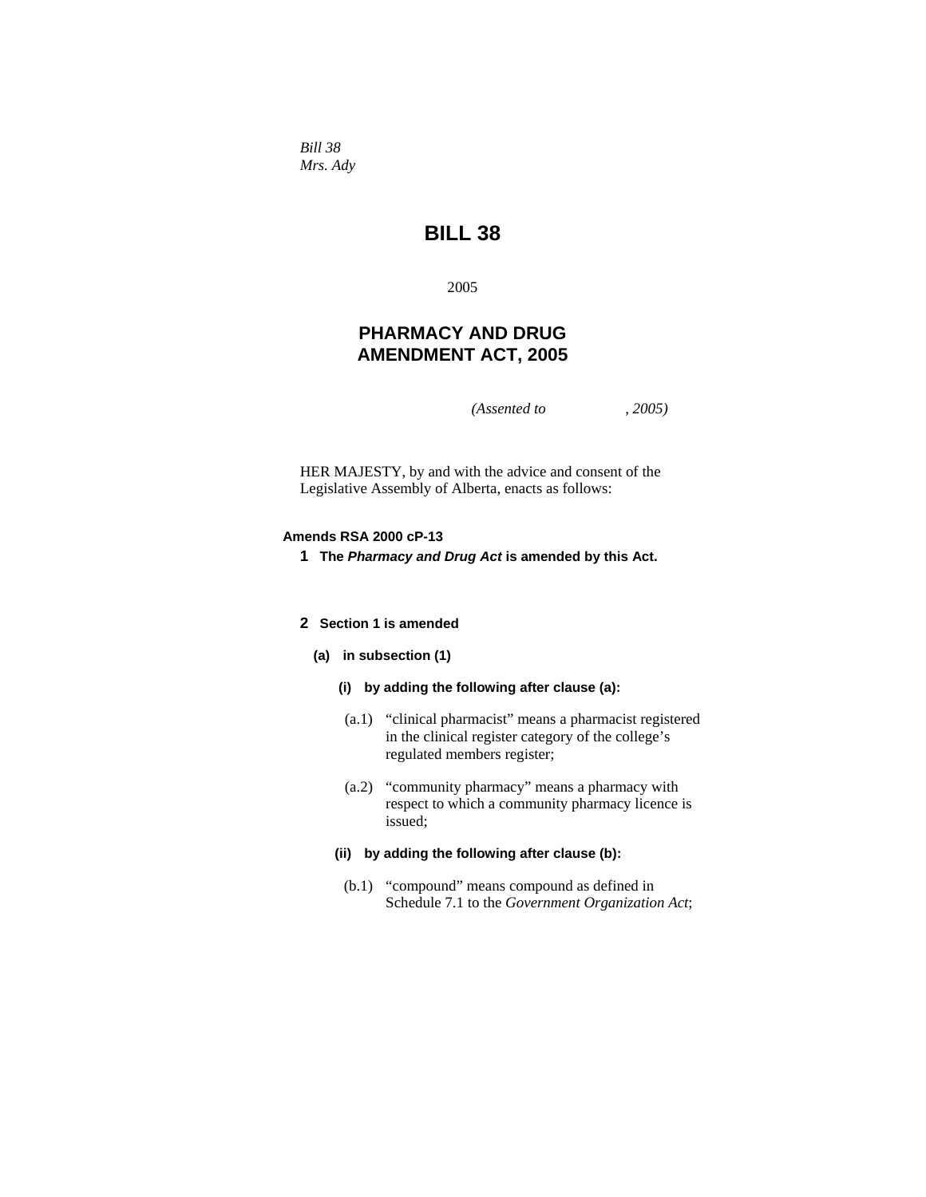*Bill 38*
*Mrs. Ady*

# BILL 38

2005

## PHARMACY AND DRUG AMENDMENT ACT, 2005

*(Assented to , 2005)*

HER MAJESTY, by and with the advice and consent of the Legislative Assembly of Alberta, enacts as follows:

**Amends RSA 2000 cP-13**

**1 The *Pharmacy and Drug Act* is amended by this Act.**

**2 Section 1 is amended**

**(a) in subsection (1)**

**(i) by adding the following after clause (a):**

(a.1) "clinical pharmacist" means a pharmacist registered in the clinical register category of the college's regulated members register;

(a.2) "community pharmacy" means a pharmacy with respect to which a community pharmacy licence is issued;

**(ii) by adding the following after clause (b):**

(b.1) "compound" means compound as defined in Schedule 7.1 to the *Government Organization Act*;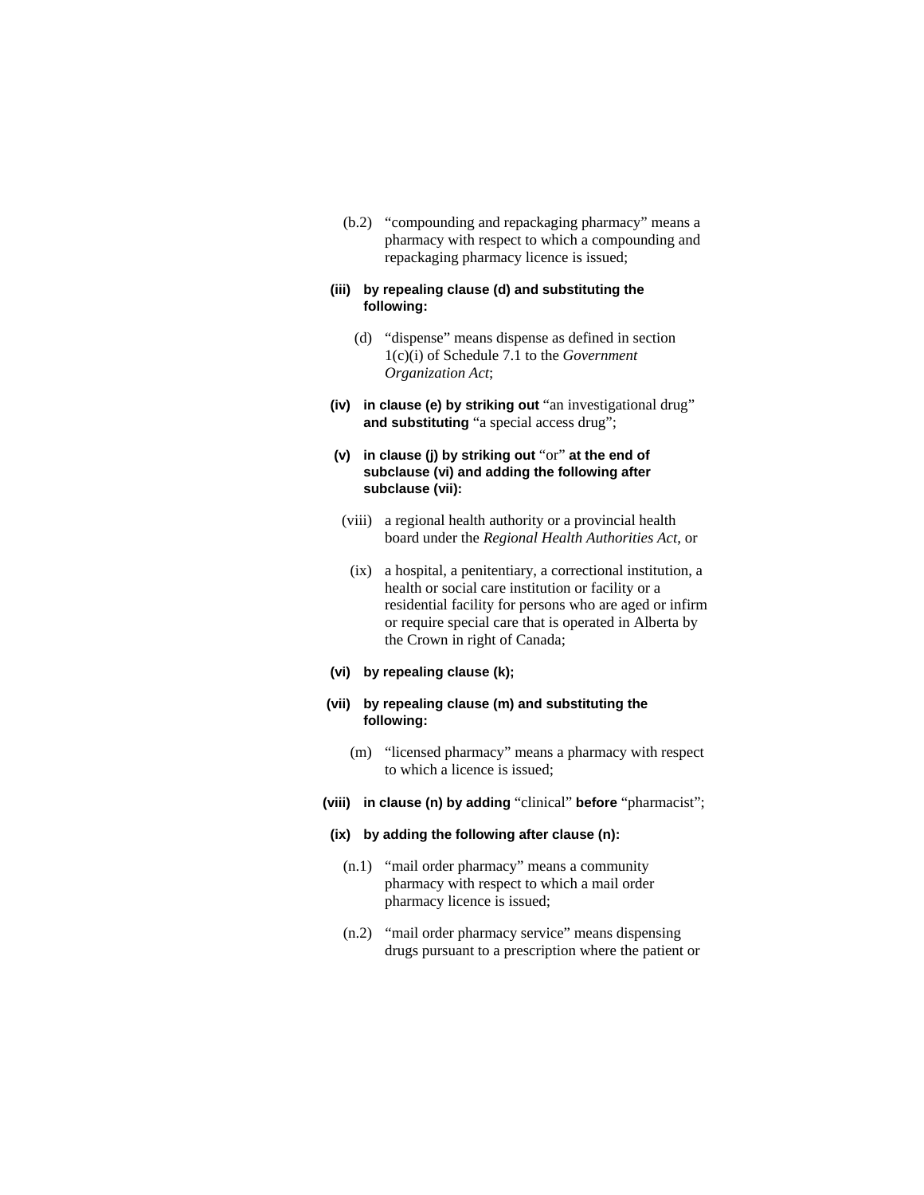(b.2) "compounding and repackaging pharmacy" means a pharmacy with respect to which a compounding and repackaging pharmacy licence is issued;

**(iii) by repealing clause (d) and substituting the following:**

(d) "dispense" means dispense as defined in section 1(c)(i) of Schedule 7.1 to the *Government Organization Act*;

**(iv) in clause (e) by striking out** "an investigational drug" **and substituting** "a special access drug";

**(v) in clause (j) by striking out** "or" **at the end of subclause (vi) and adding the following after subclause (vii):**

(viii) a regional health authority or a provincial health board under the *Regional Health Authorities Act*, or

(ix) a hospital, a penitentiary, a correctional institution, a health or social care institution or facility or a residential facility for persons who are aged or infirm or require special care that is operated in Alberta by the Crown in right of Canada;

**(vi) by repealing clause (k);**

**(vii) by repealing clause (m) and substituting the following:**

(m) "licensed pharmacy" means a pharmacy with respect to which a licence is issued;

**(viii) in clause (n) by adding** "clinical" **before** "pharmacist";

**(ix) by adding the following after clause (n):**

(n.1) "mail order pharmacy" means a community pharmacy with respect to which a mail order pharmacy licence is issued;

(n.2) "mail order pharmacy service" means dispensing drugs pursuant to a prescription where the patient or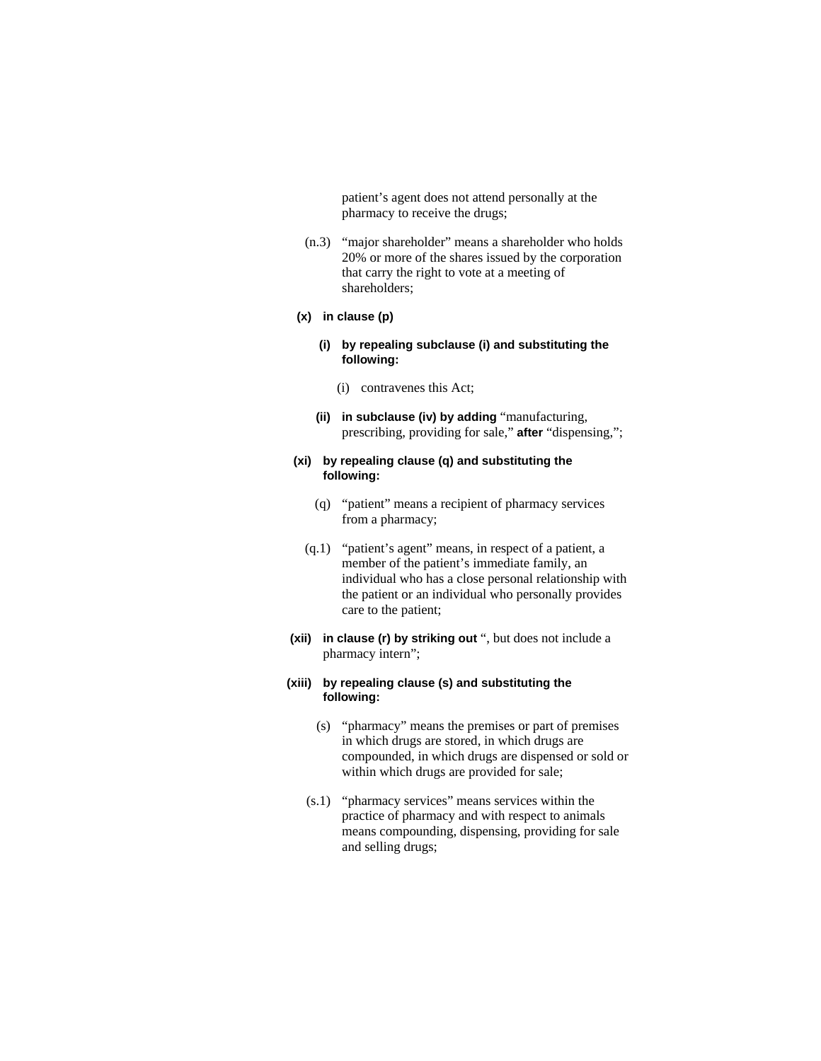patient's agent does not attend personally at the pharmacy to receive the drugs;

(n.3) "major shareholder" means a shareholder who holds 20% or more of the shares issued by the corporation that carry the right to vote at a meeting of shareholders;

**(x) in clause (p)**

**(i) by repealing subclause (i) and substituting the following:**

(i) contravenes this Act;

**(ii) in subclause (iv) by adding** "manufacturing, prescribing, providing for sale," **after** "dispensing,";

**(xi) by repealing clause (q) and substituting the following:**

(q) "patient" means a recipient of pharmacy services from a pharmacy;

(q.1) "patient's agent" means, in respect of a patient, a member of the patient's immediate family, an individual who has a close personal relationship with the patient or an individual who personally provides care to the patient;

**(xii) in clause (r) by striking out** ", but does not include a pharmacy intern";

**(xiii) by repealing clause (s) and substituting the following:**

(s) "pharmacy" means the premises or part of premises in which drugs are stored, in which drugs are compounded, in which drugs are dispensed or sold or within which drugs are provided for sale;

(s.1) "pharmacy services" means services within the practice of pharmacy and with respect to animals means compounding, dispensing, providing for sale and selling drugs;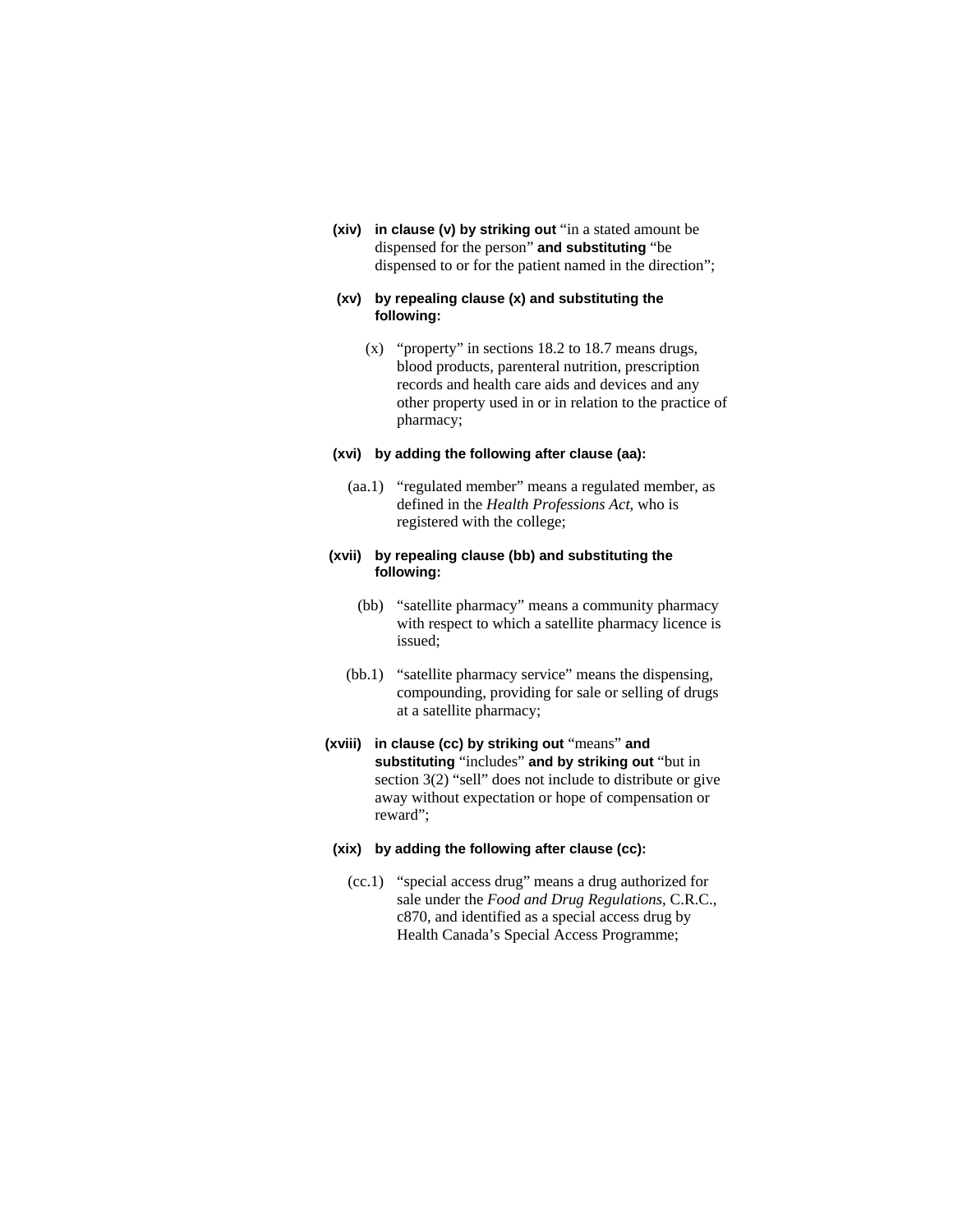**(xiv)** **in clause (v) by striking out** "in a stated amount be dispensed for the person" **and substituting** "be dispensed to or for the patient named in the direction";

**(xv)** **by repealing clause (x) and substituting the following:**

(x) "property" in sections 18.2 to 18.7 means drugs, blood products, parenteral nutrition, prescription records and health care aids and devices and any other property used in or in relation to the practice of pharmacy;

**(xvi)** **by adding the following after clause (aa):**

(aa.1) "regulated member" means a regulated member, as defined in the *Health Professions Act,* who is registered with the college;

**(xvii)** **by repealing clause (bb) and substituting the following:**

(bb) "satellite pharmacy" means a community pharmacy with respect to which a satellite pharmacy licence is issued;

(bb.1) "satellite pharmacy service" means the dispensing, compounding, providing for sale or selling of drugs at a satellite pharmacy;

**(xviii)** **in clause (cc) by striking out** "means" **and substituting** "includes" **and by striking out** "but in section 3(2) "sell" does not include to distribute or give away without expectation or hope of compensation or reward";

**(xix)** **by adding the following after clause (cc):**

(cc.1) "special access drug" means a drug authorized for sale under the *Food and Drug Regulations*, C.R.C., c870, and identified as a special access drug by Health Canada's Special Access Programme;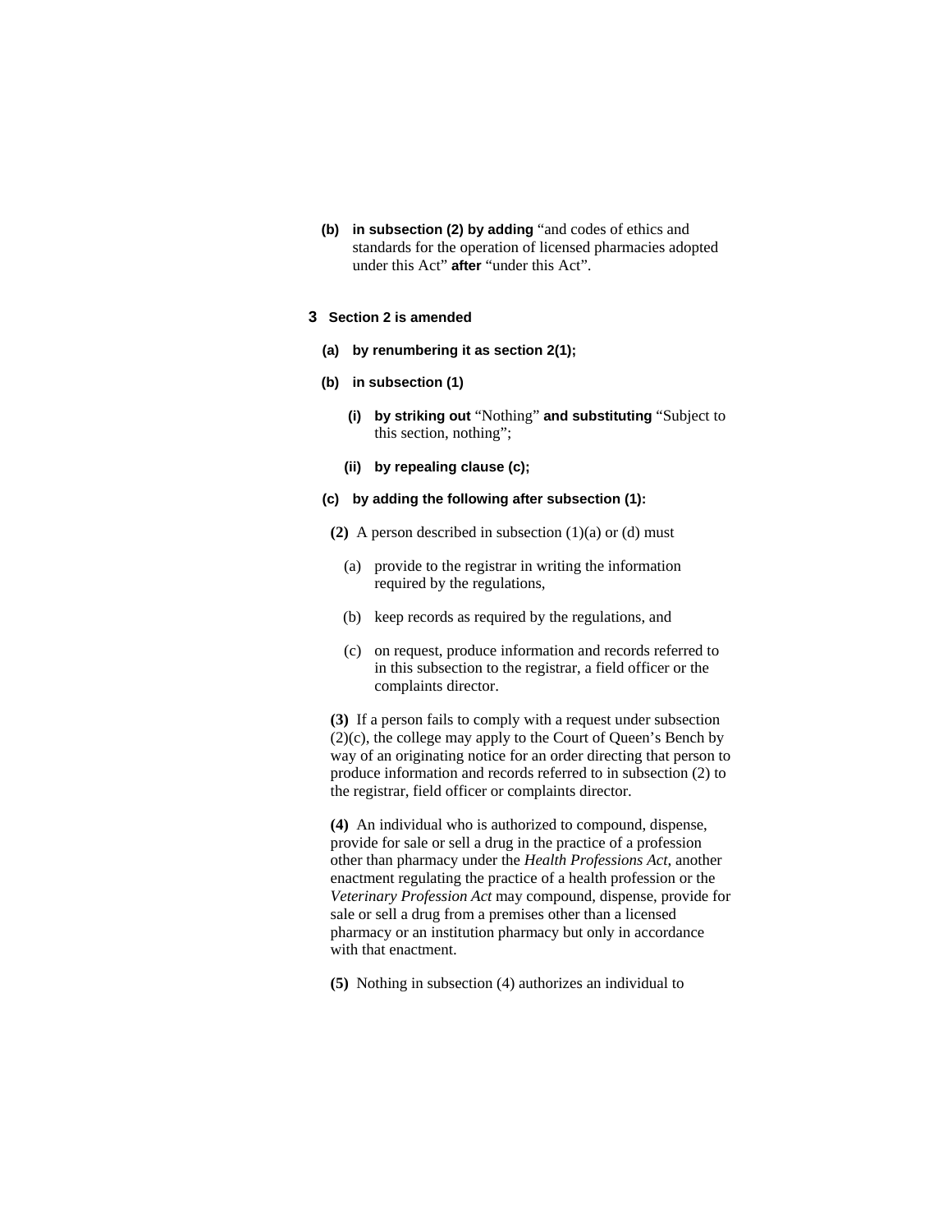**(b)** **in subsection (2) by adding** "and codes of ethics and standards for the operation of licensed pharmacies adopted under this Act" **after** "under this Act".

**3** **Section 2 is amended**

**(a)** **by renumbering it as section 2(1);**

**(b)** **in subsection (1)**

**(i)** **by striking out** "Nothing" **and substituting** "Subject to this section, nothing";

**(ii)** **by repealing clause (c);**

**(c)** **by adding the following after subsection (1):**

**(2)** A person described in subsection (1)(a) or (d) must

(a) provide to the registrar in writing the information required by the regulations,

(b) keep records as required by the regulations, and

(c) on request, produce information and records referred to in this subsection to the registrar, a field officer or the complaints director.

**(3)** If a person fails to comply with a request under subsection (2)(c), the college may apply to the Court of Queen's Bench by way of an originating notice for an order directing that person to produce information and records referred to in subsection (2) to the registrar, field officer or complaints director.

**(4)** An individual who is authorized to compound, dispense, provide for sale or sell a drug in the practice of a profession other than pharmacy under the *Health Professions Act*, another enactment regulating the practice of a health profession or the *Veterinary Profession Act* may compound, dispense, provide for sale or sell a drug from a premises other than a licensed pharmacy or an institution pharmacy but only in accordance with that enactment.

**(5)** Nothing in subsection (4) authorizes an individual to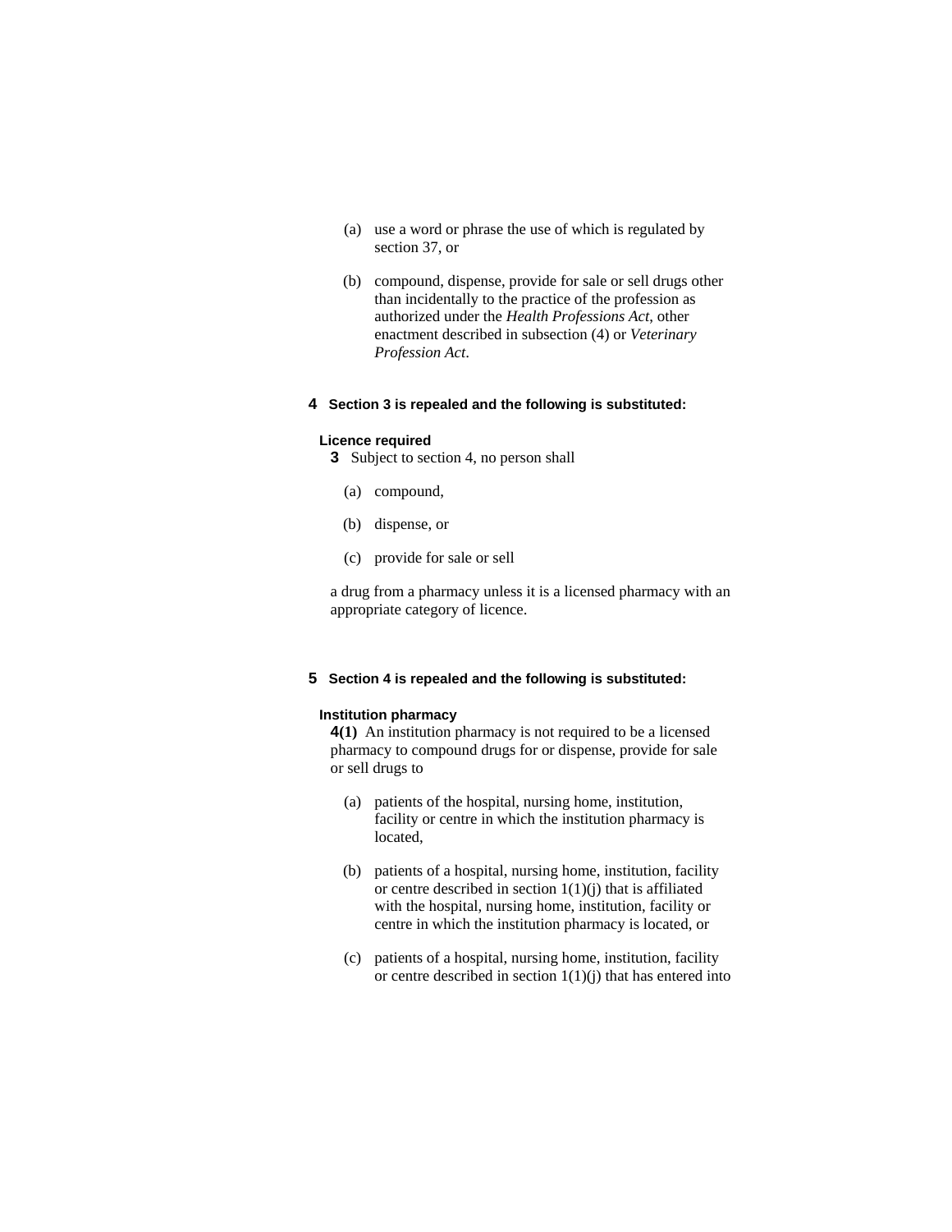(a) use a word or phrase the use of which is regulated by section 37, or

(b) compound, dispense, provide for sale or sell drugs other than incidentally to the practice of the profession as authorized under the *Health Professions Act*, other enactment described in subsection (4) or *Veterinary Profession Act*.

**4 Section 3 is repealed and the following is substituted:**

**Licence required**

**3** Subject to section 4, no person shall

(a) compound,

(b) dispense, or

(c) provide for sale or sell

a drug from a pharmacy unless it is a licensed pharmacy with an appropriate category of licence.

**5 Section 4 is repealed and the following is substituted:**

**Institution pharmacy**

**4(1)** An institution pharmacy is not required to be a licensed pharmacy to compound drugs for or dispense, provide for sale or sell drugs to

(a) patients of the hospital, nursing home, institution, facility or centre in which the institution pharmacy is located,

(b) patients of a hospital, nursing home, institution, facility or centre described in section 1(1)(j) that is affiliated with the hospital, nursing home, institution, facility or centre in which the institution pharmacy is located, or

(c) patients of a hospital, nursing home, institution, facility or centre described in section 1(1)(j) that has entered into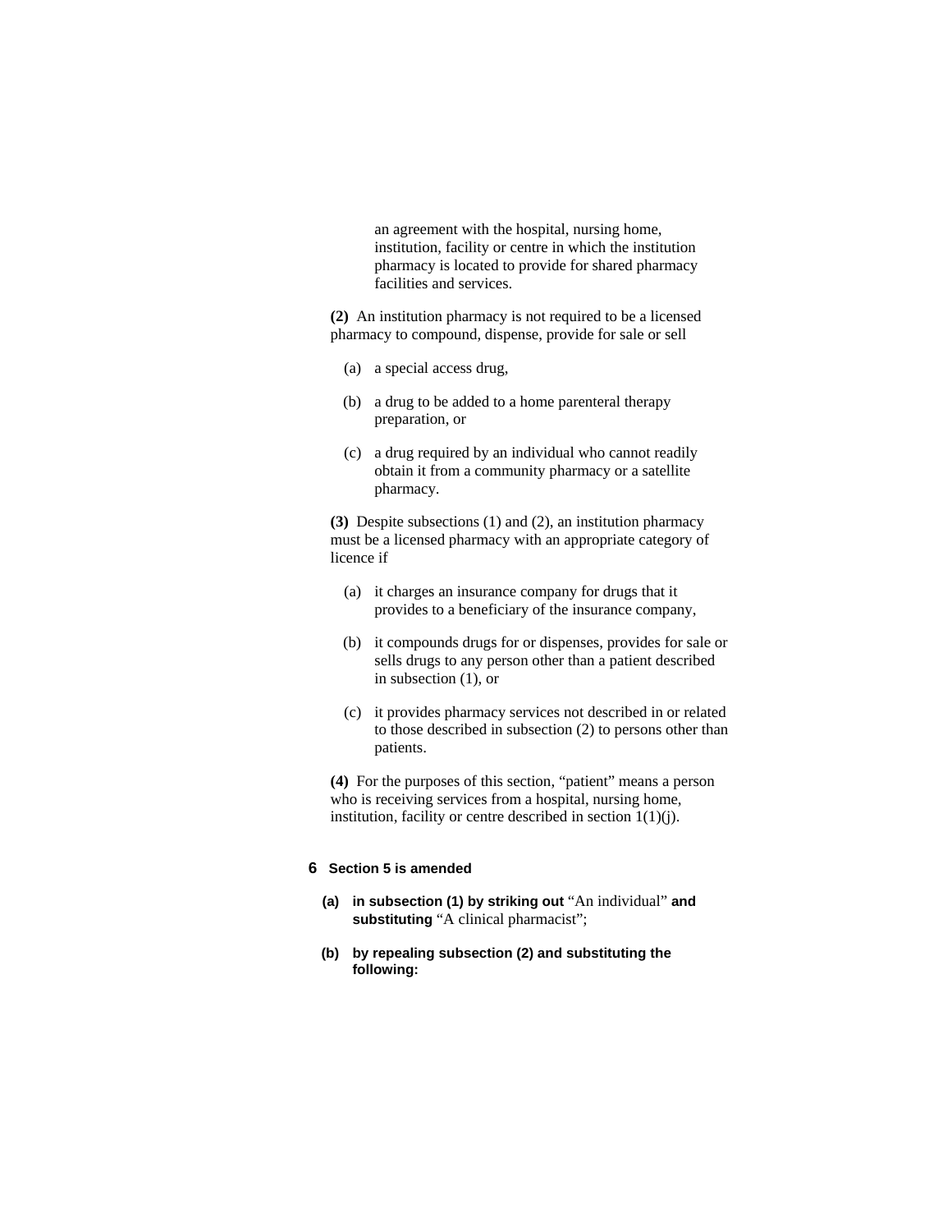an agreement with the hospital, nursing home, institution, facility or centre in which the institution pharmacy is located to provide for shared pharmacy facilities and services.

**(2)** An institution pharmacy is not required to be a licensed pharmacy to compound, dispense, provide for sale or sell

(a) a special access drug,

(b) a drug to be added to a home parenteral therapy preparation, or

(c) a drug required by an individual who cannot readily obtain it from a community pharmacy or a satellite pharmacy.

**(3)** Despite subsections (1) and (2), an institution pharmacy must be a licensed pharmacy with an appropriate category of licence if

(a) it charges an insurance company for drugs that it provides to a beneficiary of the insurance company,

(b) it compounds drugs for or dispenses, provides for sale or sells drugs to any person other than a patient described in subsection (1), or

(c) it provides pharmacy services not described in or related to those described in subsection (2) to persons other than patients.

**(4)** For the purposes of this section, "patient" means a person who is receiving services from a hospital, nursing home, institution, facility or centre described in section 1(1)(j).

**6 Section 5 is amended**

**(a) in subsection (1) by striking out** "An individual" **and substituting** "A clinical pharmacist";

**(b) by repealing subsection (2) and substituting the following:**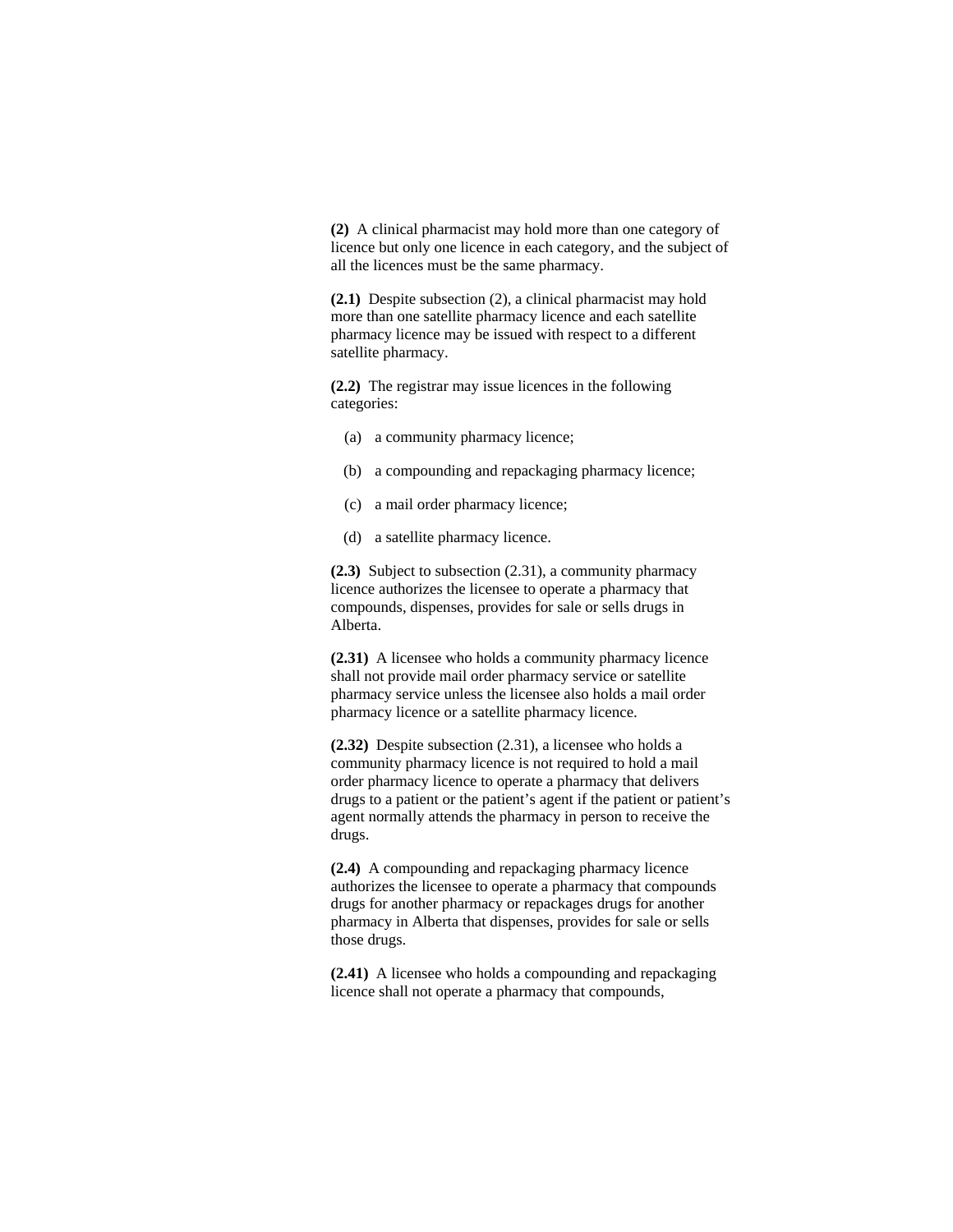**(2)** A clinical pharmacist may hold more than one category of licence but only one licence in each category, and the subject of all the licences must be the same pharmacy.

**(2.1)** Despite subsection (2), a clinical pharmacist may hold more than one satellite pharmacy licence and each satellite pharmacy licence may be issued with respect to a different satellite pharmacy.

**(2.2)** The registrar may issue licences in the following categories:

(a) a community pharmacy licence;

(b) a compounding and repackaging pharmacy licence;

(c) a mail order pharmacy licence;

(d) a satellite pharmacy licence.

**(2.3)** Subject to subsection (2.31), a community pharmacy licence authorizes the licensee to operate a pharmacy that compounds, dispenses, provides for sale or sells drugs in Alberta.

**(2.31)** A licensee who holds a community pharmacy licence shall not provide mail order pharmacy service or satellite pharmacy service unless the licensee also holds a mail order pharmacy licence or a satellite pharmacy licence.

**(2.32)** Despite subsection (2.31), a licensee who holds a community pharmacy licence is not required to hold a mail order pharmacy licence to operate a pharmacy that delivers drugs to a patient or the patient's agent if the patient or patient's agent normally attends the pharmacy in person to receive the drugs.

**(2.4)** A compounding and repackaging pharmacy licence authorizes the licensee to operate a pharmacy that compounds drugs for another pharmacy or repackages drugs for another pharmacy in Alberta that dispenses, provides for sale or sells those drugs.

**(2.41)** A licensee who holds a compounding and repackaging licence shall not operate a pharmacy that compounds,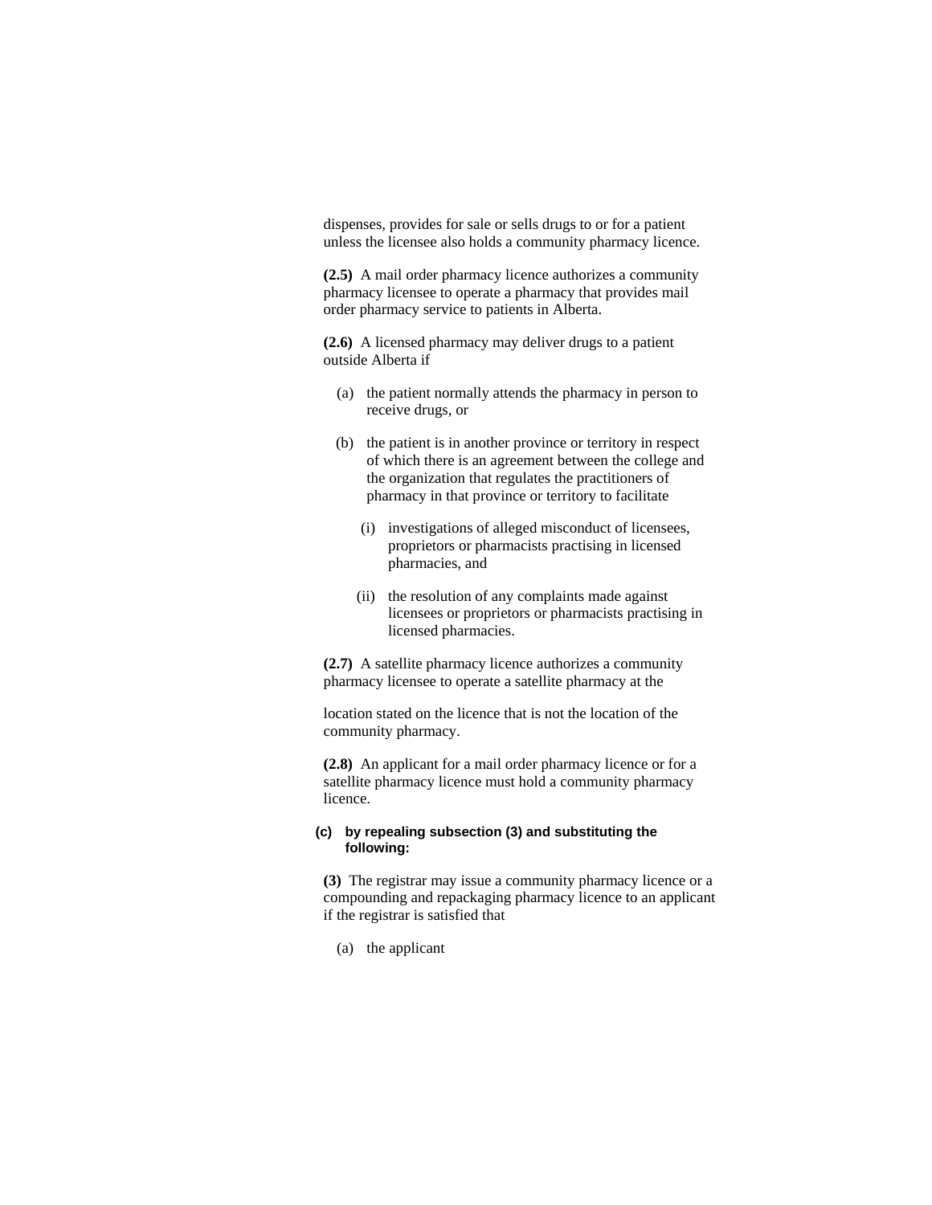dispenses, provides for sale or sells drugs to or for a patient unless the licensee also holds a community pharmacy licence.

**(2.5)** A mail order pharmacy licence authorizes a community pharmacy licensee to operate a pharmacy that provides mail order pharmacy service to patients in Alberta.

**(2.6)** A licensed pharmacy may deliver drugs to a patient outside Alberta if

(a) the patient normally attends the pharmacy in person to receive drugs, or

(b) the patient is in another province or territory in respect of which there is an agreement between the college and the organization that regulates the practitioners of pharmacy in that province or territory to facilitate

(i) investigations of alleged misconduct of licensees, proprietors or pharmacists practising in licensed pharmacies, and

(ii) the resolution of any complaints made against licensees or proprietors or pharmacists practising in licensed pharmacies.

**(2.7)** A satellite pharmacy licence authorizes a community pharmacy licensee to operate a satellite pharmacy at the location stated on the licence that is not the location of the community pharmacy.

**(2.8)** An applicant for a mail order pharmacy licence or for a satellite pharmacy licence must hold a community pharmacy licence.

**(c) by repealing subsection (3) and substituting the following:**

**(3)** The registrar may issue a community pharmacy licence or a compounding and repackaging pharmacy licence to an applicant if the registrar is satisfied that

(a) the applicant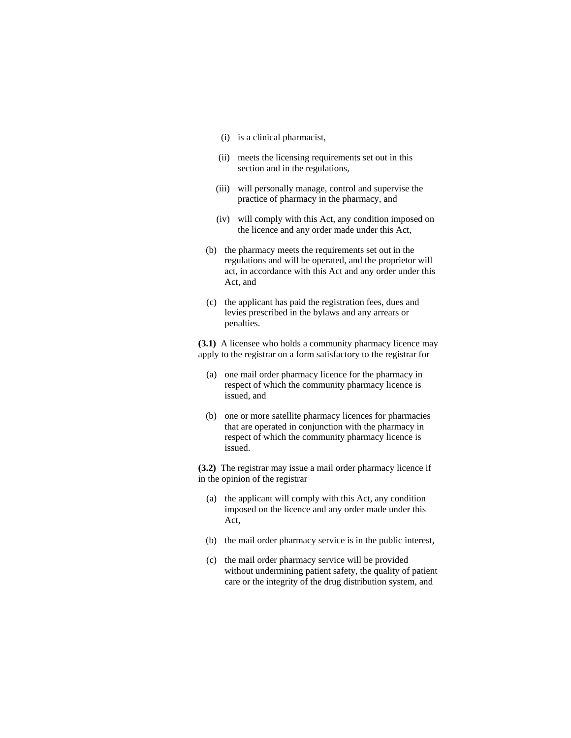(i) is a clinical pharmacist,

(ii) meets the licensing requirements set out in this section and in the regulations,

(iii) will personally manage, control and supervise the practice of pharmacy in the pharmacy, and

(iv) will comply with this Act, any condition imposed on the licence and any order made under this Act,

(b) the pharmacy meets the requirements set out in the regulations and will be operated, and the proprietor will act, in accordance with this Act and any order under this Act, and

(c) the applicant has paid the registration fees, dues and levies prescribed in the bylaws and any arrears or penalties.

**(3.1)** A licensee who holds a community pharmacy licence may apply to the registrar on a form satisfactory to the registrar for

(a) one mail order pharmacy licence for the pharmacy in respect of which the community pharmacy licence is issued, and

(b) one or more satellite pharmacy licences for pharmacies that are operated in conjunction with the pharmacy in respect of which the community pharmacy licence is issued.

**(3.2)** The registrar may issue a mail order pharmacy licence if in the opinion of the registrar

(a) the applicant will comply with this Act, any condition imposed on the licence and any order made under this Act,

(b) the mail order pharmacy service is in the public interest,

(c) the mail order pharmacy service will be provided without undermining patient safety, the quality of patient care or the integrity of the drug distribution system, and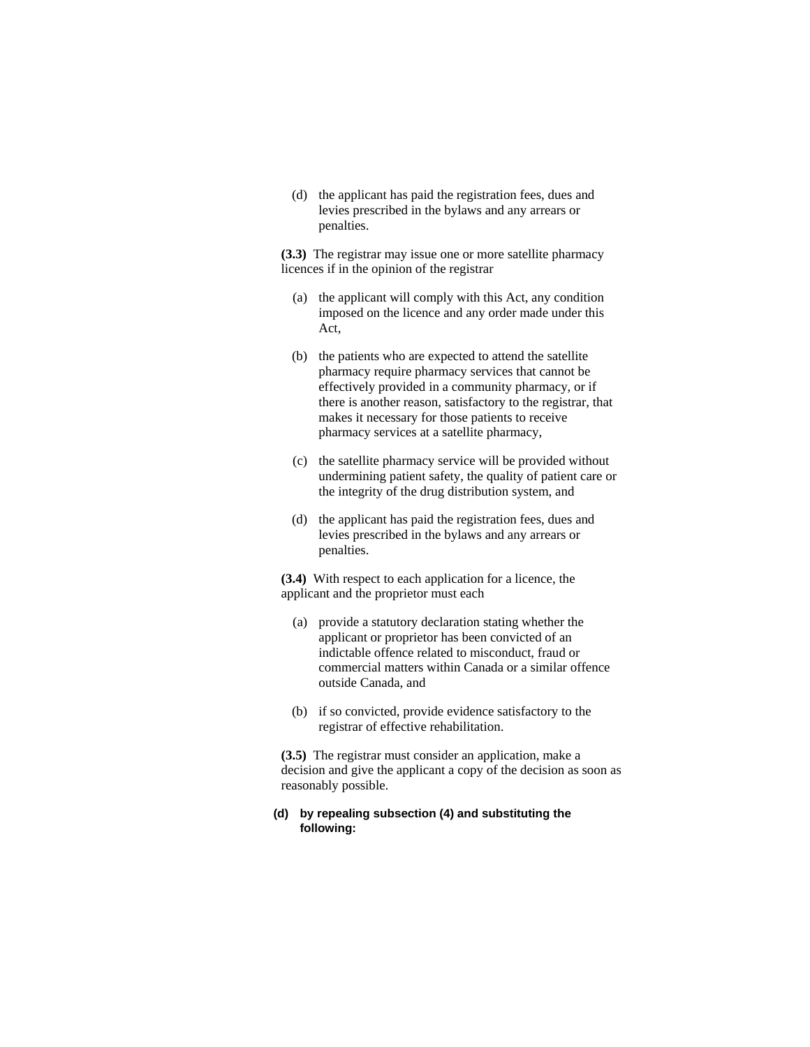(d) the applicant has paid the registration fees, dues and levies prescribed in the bylaws and any arrears or penalties.

**(3.3)** The registrar may issue one or more satellite pharmacy licences if in the opinion of the registrar

(a) the applicant will comply with this Act, any condition imposed on the licence and any order made under this Act,

(b) the patients who are expected to attend the satellite pharmacy require pharmacy services that cannot be effectively provided in a community pharmacy, or if there is another reason, satisfactory to the registrar, that makes it necessary for those patients to receive pharmacy services at a satellite pharmacy,

(c) the satellite pharmacy service will be provided without undermining patient safety, the quality of patient care or the integrity of the drug distribution system, and

(d) the applicant has paid the registration fees, dues and levies prescribed in the bylaws and any arrears or penalties.

**(3.4)** With respect to each application for a licence, the applicant and the proprietor must each

(a) provide a statutory declaration stating whether the applicant or proprietor has been convicted of an indictable offence related to misconduct, fraud or commercial matters within Canada or a similar offence outside Canada, and

(b) if so convicted, provide evidence satisfactory to the registrar of effective rehabilitation.

**(3.5)** The registrar must consider an application, make a decision and give the applicant a copy of the decision as soon as reasonably possible.

**(d) by repealing subsection (4) and substituting the following:**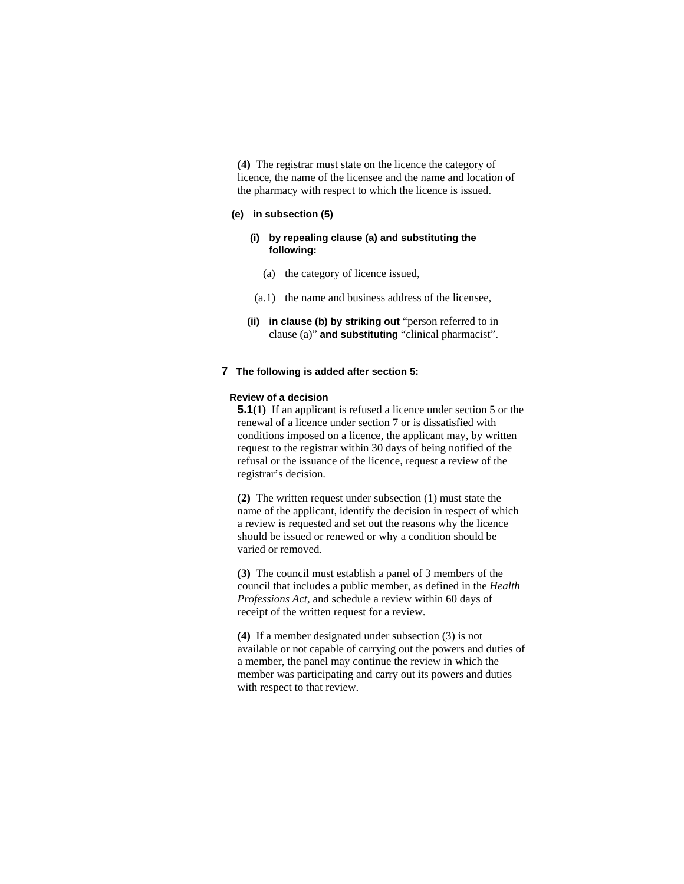**(4)** The registrar must state on the licence the category of licence, the name of the licensee and the name and location of the pharmacy with respect to which the licence is issued.

**(e) in subsection (5)**

**(i) by repealing clause (a) and substituting the following:**

(a) the category of licence issued,

(a.1) the name and business address of the licensee,

**(ii) in clause (b) by striking out** "person referred to in clause (a)" **and substituting** "clinical pharmacist".

**7 The following is added after section 5:**

**Review of a decision**

**5.1(1)** If an applicant is refused a licence under section 5 or the renewal of a licence under section 7 or is dissatisfied with conditions imposed on a licence, the applicant may, by written request to the registrar within 30 days of being notified of the refusal or the issuance of the licence, request a review of the registrar's decision.

**(2)** The written request under subsection (1) must state the name of the applicant, identify the decision in respect of which a review is requested and set out the reasons why the licence should be issued or renewed or why a condition should be varied or removed.

**(3)** The council must establish a panel of 3 members of the council that includes a public member, as defined in the *Health Professions Act*, and schedule a review within 60 days of receipt of the written request for a review.

**(4)** If a member designated under subsection (3) is not available or not capable of carrying out the powers and duties of a member, the panel may continue the review in which the member was participating and carry out its powers and duties with respect to that review.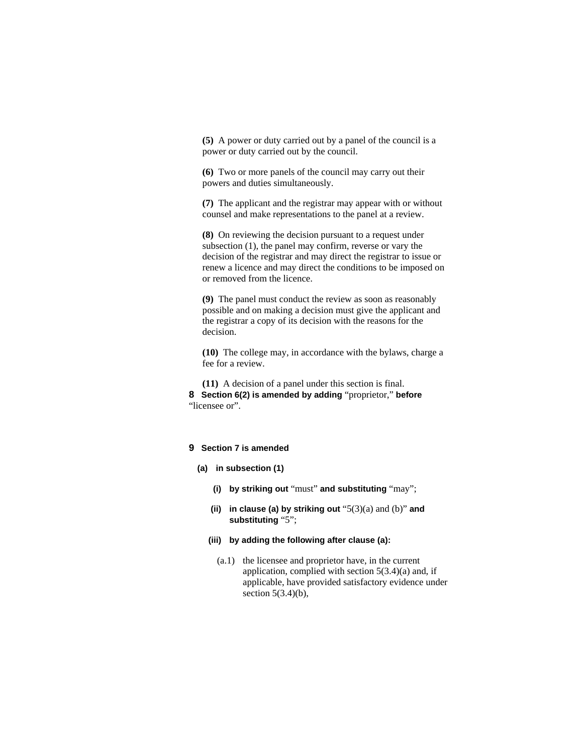**(5)** A power or duty carried out by a panel of the council is a power or duty carried out by the council.

**(6)** Two or more panels of the council may carry out their powers and duties simultaneously.

**(7)** The applicant and the registrar may appear with or without counsel and make representations to the panel at a review.

**(8)** On reviewing the decision pursuant to a request under subsection (1), the panel may confirm, reverse or vary the decision of the registrar and may direct the registrar to issue or renew a licence and may direct the conditions to be imposed on or removed from the licence.

**(9)** The panel must conduct the review as soon as reasonably possible and on making a decision must give the applicant and the registrar a copy of its decision with the reasons for the decision.

**(10)** The college may, in accordance with the bylaws, charge a fee for a review.

**(11)** A decision of a panel under this section is final.

**8 Section 6(2) is amended by adding** "proprietor," **before** "licensee or".

**9 Section 7 is amended**

**(a) in subsection (1)**

**(i) by striking out** "must" **and substituting** "may";

**(ii) in clause (a) by striking out** "5(3)(a) and (b)" **and substituting** "5";

**(iii) by adding the following after clause (a):**

(a.1) the licensee and proprietor have, in the current application, complied with section 5(3.4)(a) and, if applicable, have provided satisfactory evidence under section 5(3.4)(b),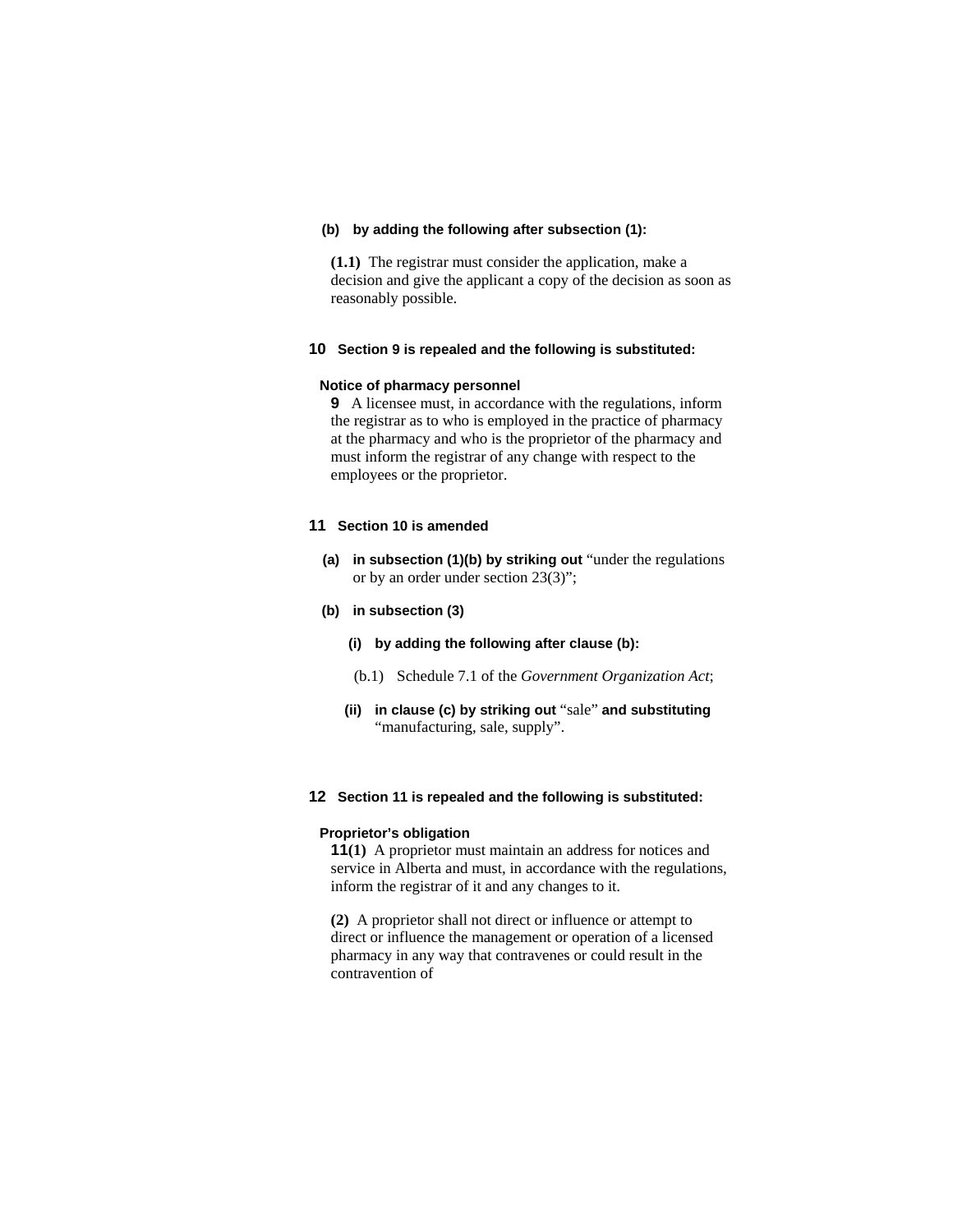**(b) by adding the following after subsection (1):**

**(1.1)** The registrar must consider the application, make a decision and give the applicant a copy of the decision as soon as reasonably possible.

**10 Section 9 is repealed and the following is substituted:**

**Notice of pharmacy personnel**

**9** A licensee must, in accordance with the regulations, inform the registrar as to who is employed in the practice of pharmacy at the pharmacy and who is the proprietor of the pharmacy and must inform the registrar of any change with respect to the employees or the proprietor.

**11 Section 10 is amended**

**(a) in subsection (1)(b) by striking out** "under the regulations or by an order under section 23(3)";

**(b) in subsection (3)**

**(i) by adding the following after clause (b):**

(b.1) Schedule 7.1 of the *Government Organization Act*;

**(ii) in clause (c) by striking out** "sale" **and substituting** "manufacturing, sale, supply".

**12 Section 11 is repealed and the following is substituted:**

**Proprietor's obligation**

**11(1)** A proprietor must maintain an address for notices and service in Alberta and must, in accordance with the regulations, inform the registrar of it and any changes to it.

**(2)** A proprietor shall not direct or influence or attempt to direct or influence the management or operation of a licensed pharmacy in any way that contravenes or could result in the contravention of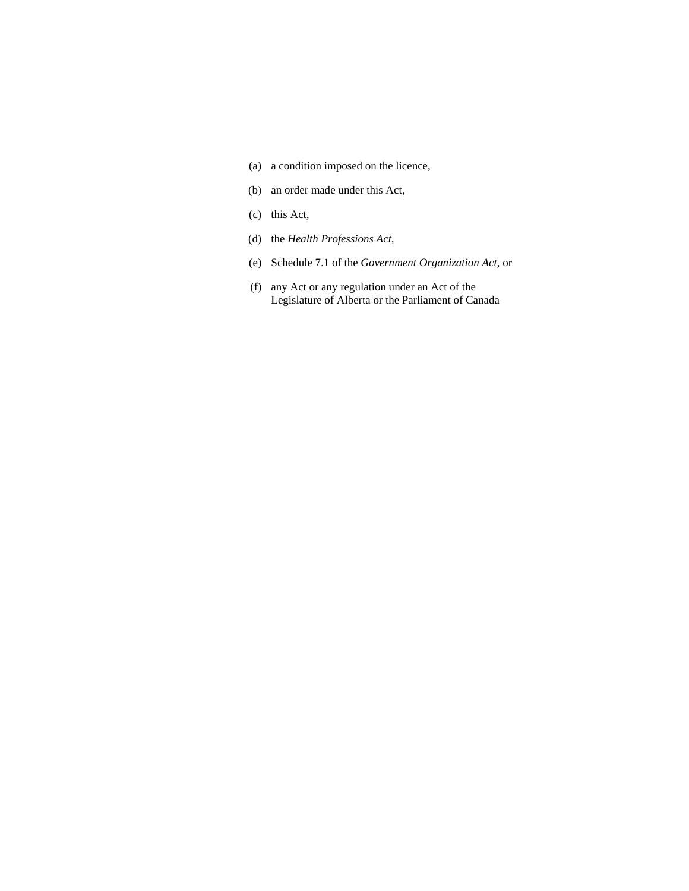(a) a condition imposed on the licence,

(b) an order made under this Act,

(c) this Act,

(d) the *Health Professions Act*,

(e) Schedule 7.1 of the *Government Organization Act*, or

(f) any Act or any regulation under an Act of the Legislature of Alberta or the Parliament of Canada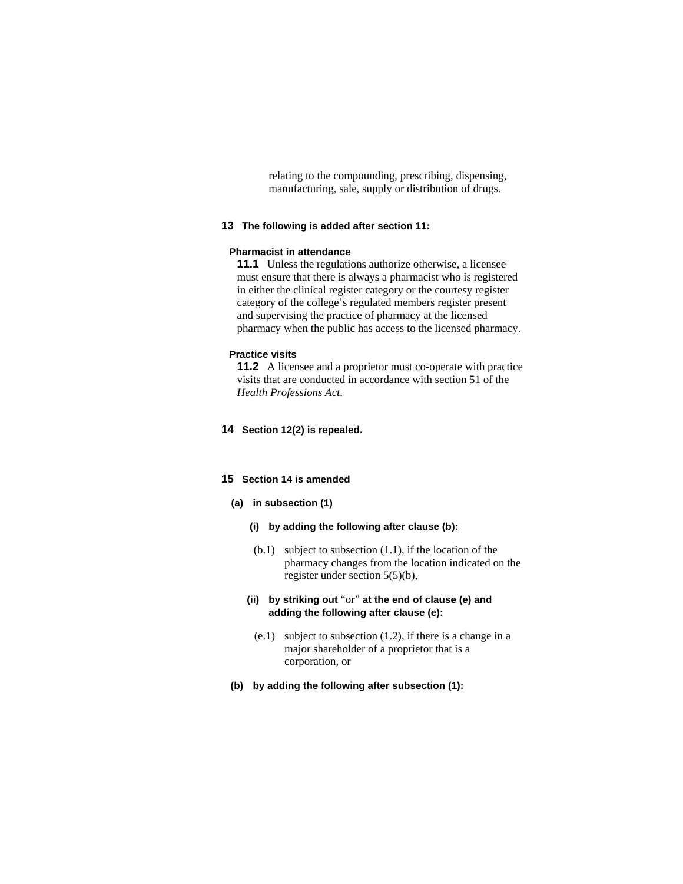relating to the compounding, prescribing, dispensing, manufacturing, sale, supply or distribution of drugs.

**13 The following is added after section 11:**

**Pharmacist in attendance**

**11.1** Unless the regulations authorize otherwise, a licensee must ensure that there is always a pharmacist who is registered in either the clinical register category or the courtesy register category of the college's regulated members register present and supervising the practice of pharmacy at the licensed pharmacy when the public has access to the licensed pharmacy.

**Practice visits**

**11.2** A licensee and a proprietor must co-operate with practice visits that are conducted in accordance with section 51 of the *Health Professions Act*.

**14 Section 12(2) is repealed.**

**15 Section 14 is amended**

**(a) in subsection (1)**

**(i) by adding the following after clause (b):**

(b.1) subject to subsection (1.1), if the location of the pharmacy changes from the location indicated on the register under section 5(5)(b),

**(ii) by striking out** "or" **at the end of clause (e) and adding the following after clause (e):**

(e.1) subject to subsection (1.2), if there is a change in a major shareholder of a proprietor that is a corporation, or

**(b) by adding the following after subsection (1):**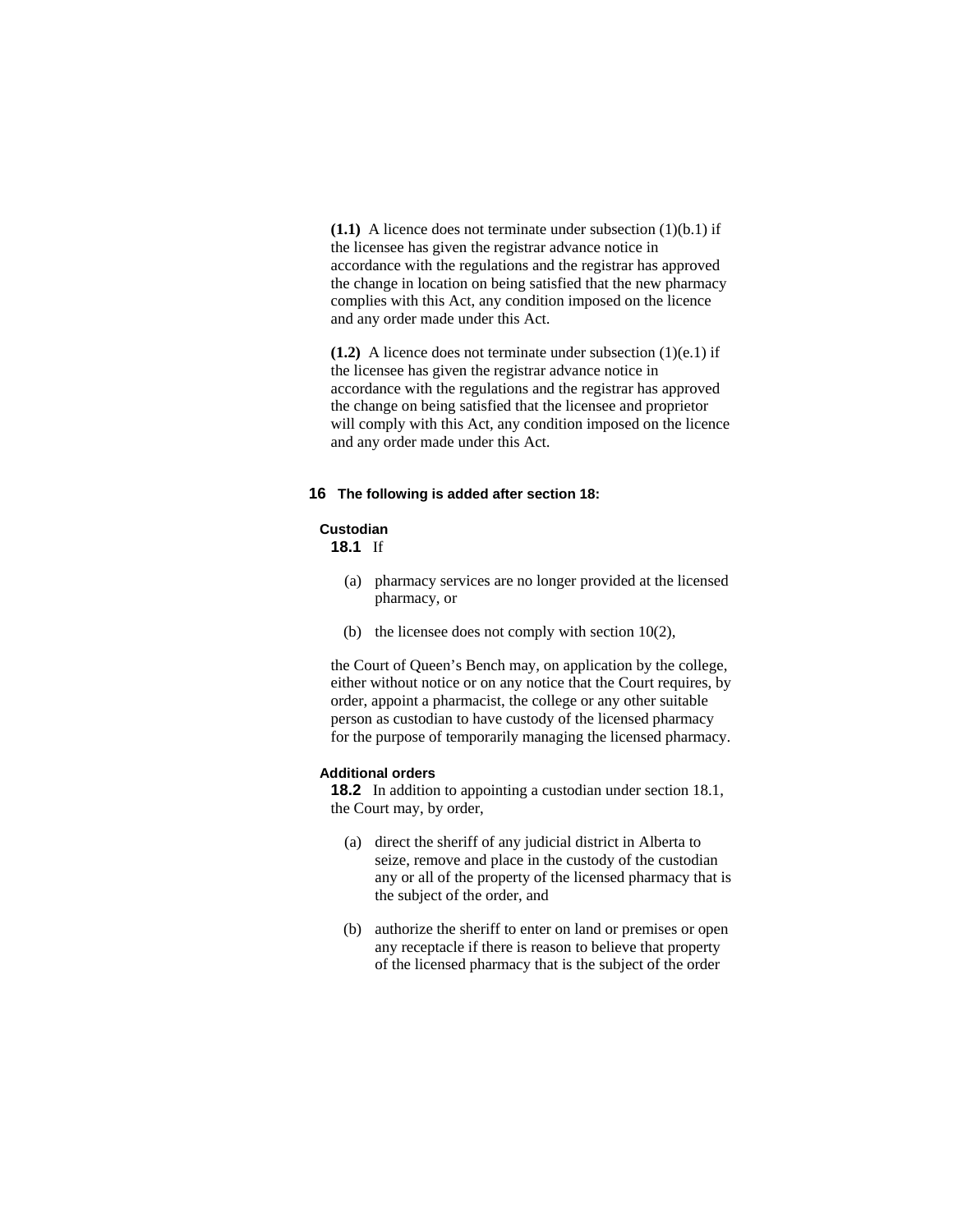**(1.1)** A licence does not terminate under subsection (1)(b.1) if the licensee has given the registrar advance notice in accordance with the regulations and the registrar has approved the change in location on being satisfied that the new pharmacy complies with this Act, any condition imposed on the licence and any order made under this Act.

**(1.2)** A licence does not terminate under subsection (1)(e.1) if the licensee has given the registrar advance notice in accordance with the regulations and the registrar has approved the change on being satisfied that the licensee and proprietor will comply with this Act, any condition imposed on the licence and any order made under this Act.

**16 The following is added after section 18:**

**Custodian**

**18.1** If

(a) pharmacy services are no longer provided at the licensed pharmacy, or

(b) the licensee does not comply with section 10(2),

the Court of Queen's Bench may, on application by the college, either without notice or on any notice that the Court requires, by order, appoint a pharmacist, the college or any other suitable person as custodian to have custody of the licensed pharmacy for the purpose of temporarily managing the licensed pharmacy.

**Additional orders**

**18.2** In addition to appointing a custodian under section 18.1, the Court may, by order,

(a) direct the sheriff of any judicial district in Alberta to seize, remove and place in the custody of the custodian any or all of the property of the licensed pharmacy that is the subject of the order, and

(b) authorize the sheriff to enter on land or premises or open any receptacle if there is reason to believe that property of the licensed pharmacy that is the subject of the order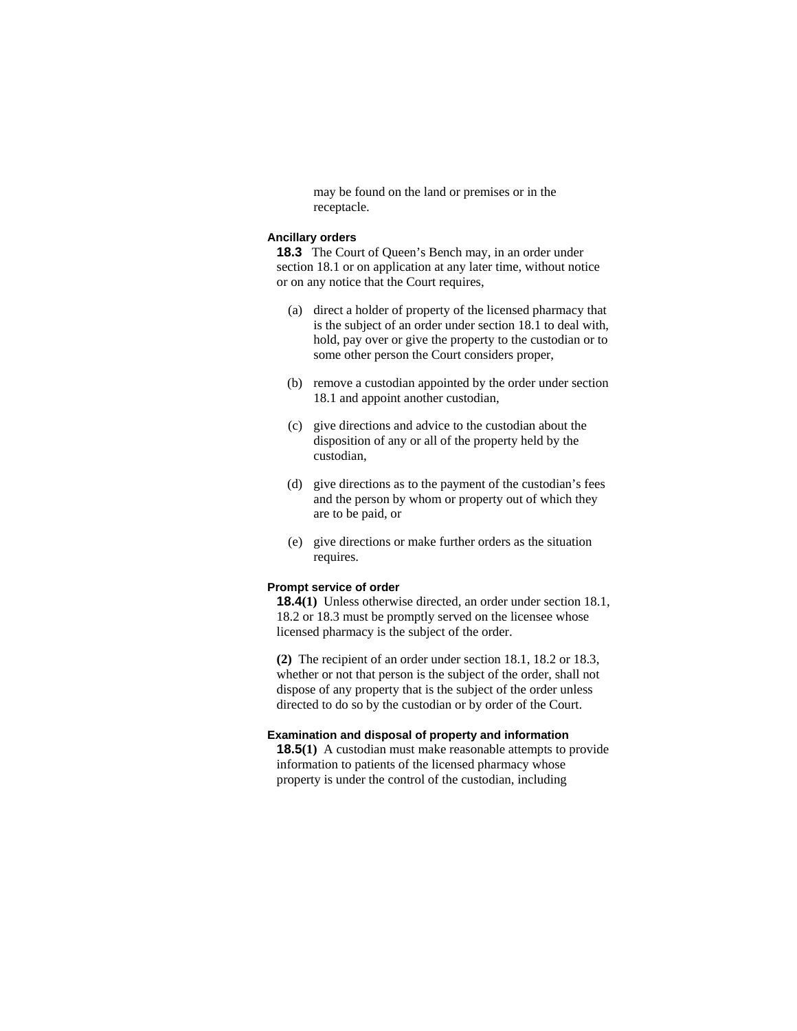may be found on the land or premises or in the receptacle.

**Ancillary orders**

**18.3** The Court of Queen's Bench may, in an order under section 18.1 or on application at any later time, without notice or on any notice that the Court requires,

(a) direct a holder of property of the licensed pharmacy that is the subject of an order under section 18.1 to deal with, hold, pay over or give the property to the custodian or to some other person the Court considers proper,

(b) remove a custodian appointed by the order under section 18.1 and appoint another custodian,

(c) give directions and advice to the custodian about the disposition of any or all of the property held by the custodian,

(d) give directions as to the payment of the custodian's fees and the person by whom or property out of which they are to be paid, or

(e) give directions or make further orders as the situation requires.

**Prompt service of order**

**18.4(1)** Unless otherwise directed, an order under section 18.1, 18.2 or 18.3 must be promptly served on the licensee whose licensed pharmacy is the subject of the order.

**(2)** The recipient of an order under section 18.1, 18.2 or 18.3, whether or not that person is the subject of the order, shall not dispose of any property that is the subject of the order unless directed to do so by the custodian or by order of the Court.

**Examination and disposal of property and information**

**18.5(1)** A custodian must make reasonable attempts to provide information to patients of the licensed pharmacy whose property is under the control of the custodian, including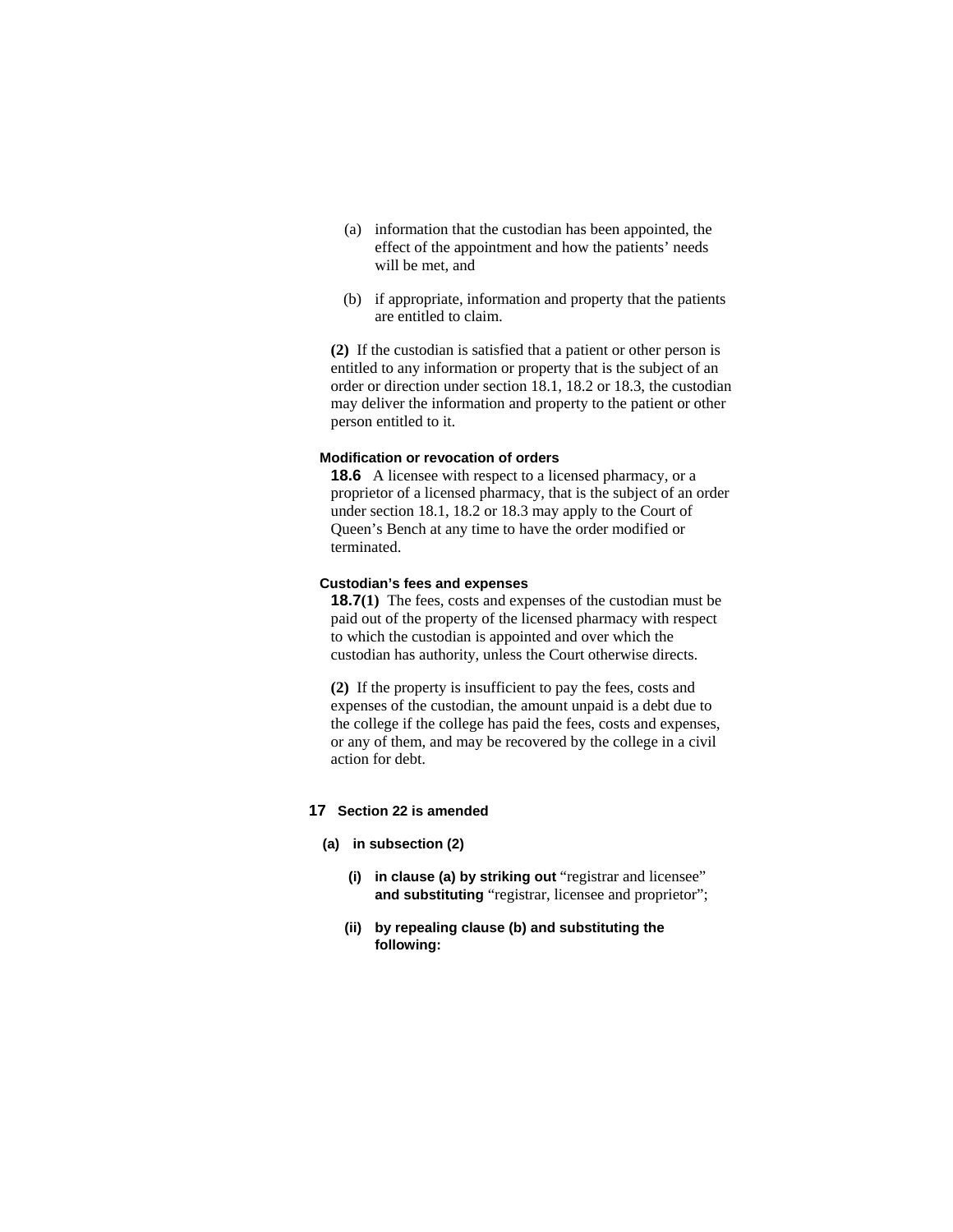(a) information that the custodian has been appointed, the effect of the appointment and how the patients' needs will be met, and

(b) if appropriate, information and property that the patients are entitled to claim.

**(2)** If the custodian is satisfied that a patient or other person is entitled to any information or property that is the subject of an order or direction under section 18.1, 18.2 or 18.3, the custodian may deliver the information and property to the patient or other person entitled to it.

**Modification or revocation of orders**

**18.6** A licensee with respect to a licensed pharmacy, or a proprietor of a licensed pharmacy, that is the subject of an order under section 18.1, 18.2 or 18.3 may apply to the Court of Queen's Bench at any time to have the order modified or terminated.

**Custodian's fees and expenses**

**18.7(1)** The fees, costs and expenses of the custodian must be paid out of the property of the licensed pharmacy with respect to which the custodian is appointed and over which the custodian has authority, unless the Court otherwise directs.

**(2)** If the property is insufficient to pay the fees, costs and expenses of the custodian, the amount unpaid is a debt due to the college if the college has paid the fees, costs and expenses, or any of them, and may be recovered by the college in a civil action for debt.

**17 Section 22 is amended**

**(a) in subsection (2)**

**(i) in clause (a) by striking out** "registrar and licensee" **and substituting** "registrar, licensee and proprietor";

**(ii) by repealing clause (b) and substituting the following:**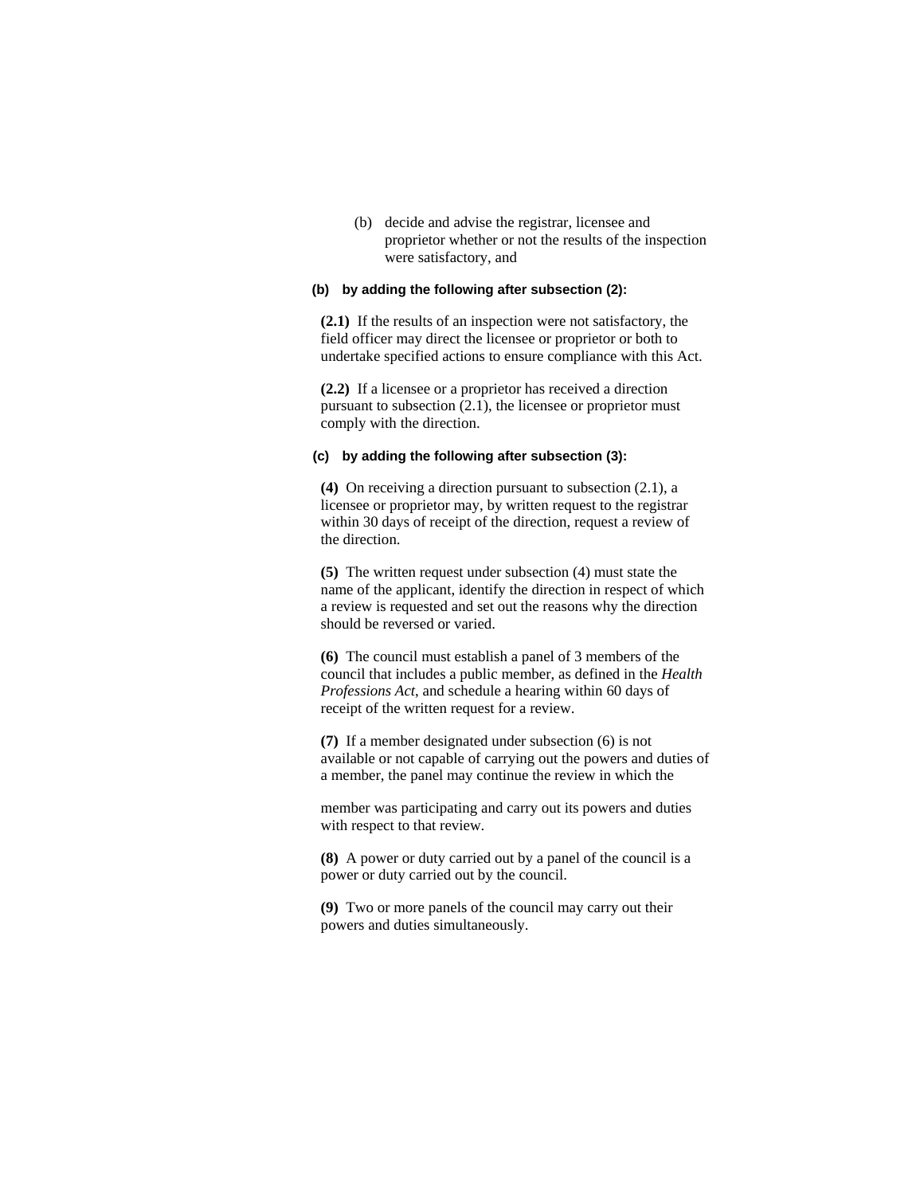(b) decide and advise the registrar, licensee and proprietor whether or not the results of the inspection were satisfactory, and

**(b) by adding the following after subsection (2):**

**(2.1)** If the results of an inspection were not satisfactory, the field officer may direct the licensee or proprietor or both to undertake specified actions to ensure compliance with this Act.

**(2.2)** If a licensee or a proprietor has received a direction pursuant to subsection (2.1), the licensee or proprietor must comply with the direction.

**(c) by adding the following after subsection (3):**

**(4)** On receiving a direction pursuant to subsection (2.1), a licensee or proprietor may, by written request to the registrar within 30 days of receipt of the direction, request a review of the direction.

**(5)** The written request under subsection (4) must state the name of the applicant, identify the direction in respect of which a review is requested and set out the reasons why the direction should be reversed or varied.

**(6)** The council must establish a panel of 3 members of the council that includes a public member, as defined in the *Health Professions Act*, and schedule a hearing within 60 days of receipt of the written request for a review.

**(7)** If a member designated under subsection (6) is not available or not capable of carrying out the powers and duties of a member, the panel may continue the review in which the member was participating and carry out its powers and duties with respect to that review.

**(8)** A power or duty carried out by a panel of the council is a power or duty carried out by the council.

**(9)** Two or more panels of the council may carry out their powers and duties simultaneously.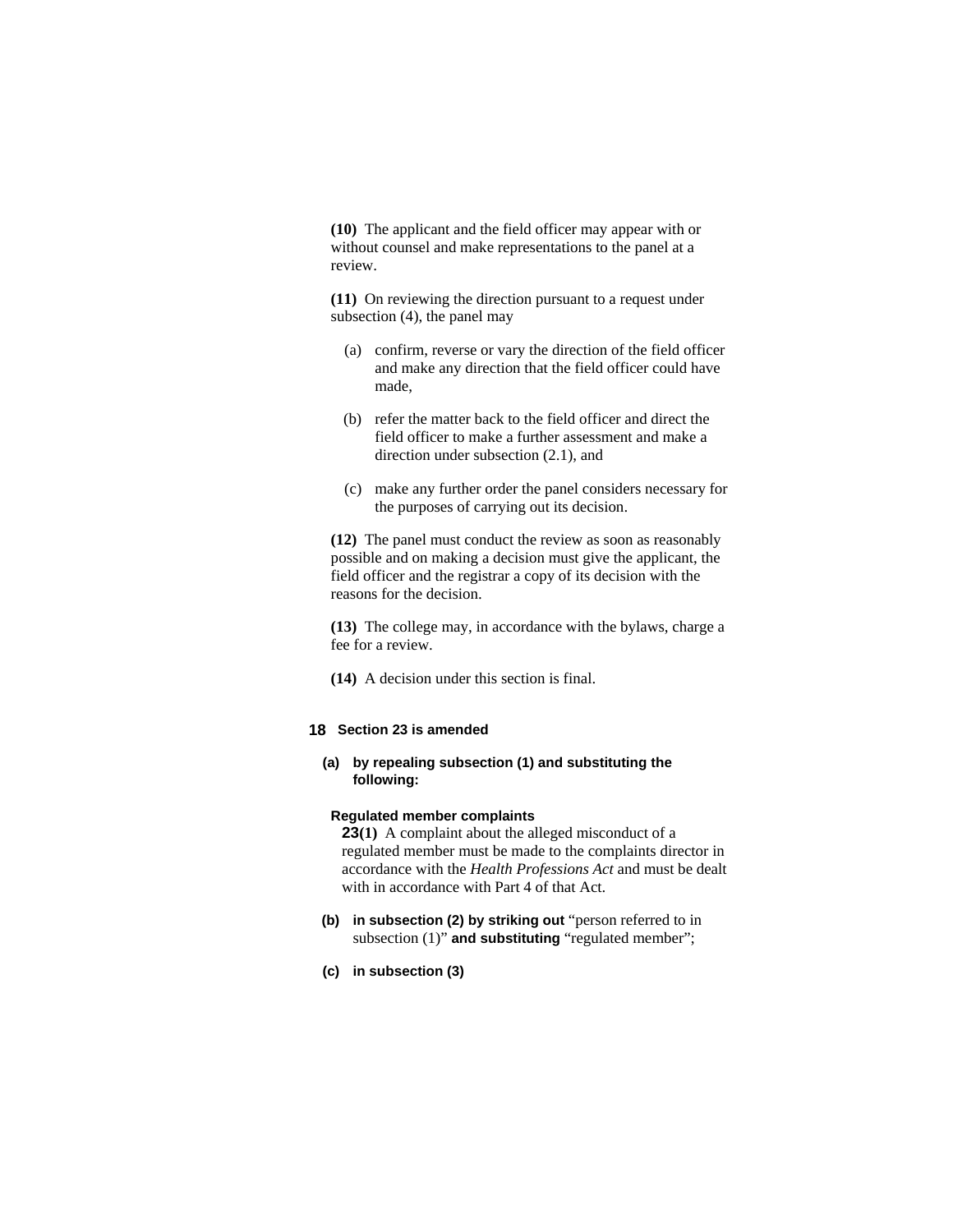**(10)** The applicant and the field officer may appear with or without counsel and make representations to the panel at a review.

**(11)** On reviewing the direction pursuant to a request under subsection (4), the panel may

(a) confirm, reverse or vary the direction of the field officer and make any direction that the field officer could have made,

(b) refer the matter back to the field officer and direct the field officer to make a further assessment and make a direction under subsection (2.1), and

(c) make any further order the panel considers necessary for the purposes of carrying out its decision.

**(12)** The panel must conduct the review as soon as reasonably possible and on making a decision must give the applicant, the field officer and the registrar a copy of its decision with the reasons for the decision.

**(13)** The college may, in accordance with the bylaws, charge a fee for a review.

**(14)** A decision under this section is final.

**18** **Section 23 is amended**

**(a)** **by repealing subsection (1) and substituting the following:**

**Regulated member complaints**

**23(1)** A complaint about the alleged misconduct of a regulated member must be made to the complaints director in accordance with the *Health Professions Act* and must be dealt with in accordance with Part 4 of that Act.

**(b)** **in subsection (2) by striking out** "person referred to in subsection (1)" **and substituting** "regulated member";

**(c)** **in subsection (3)**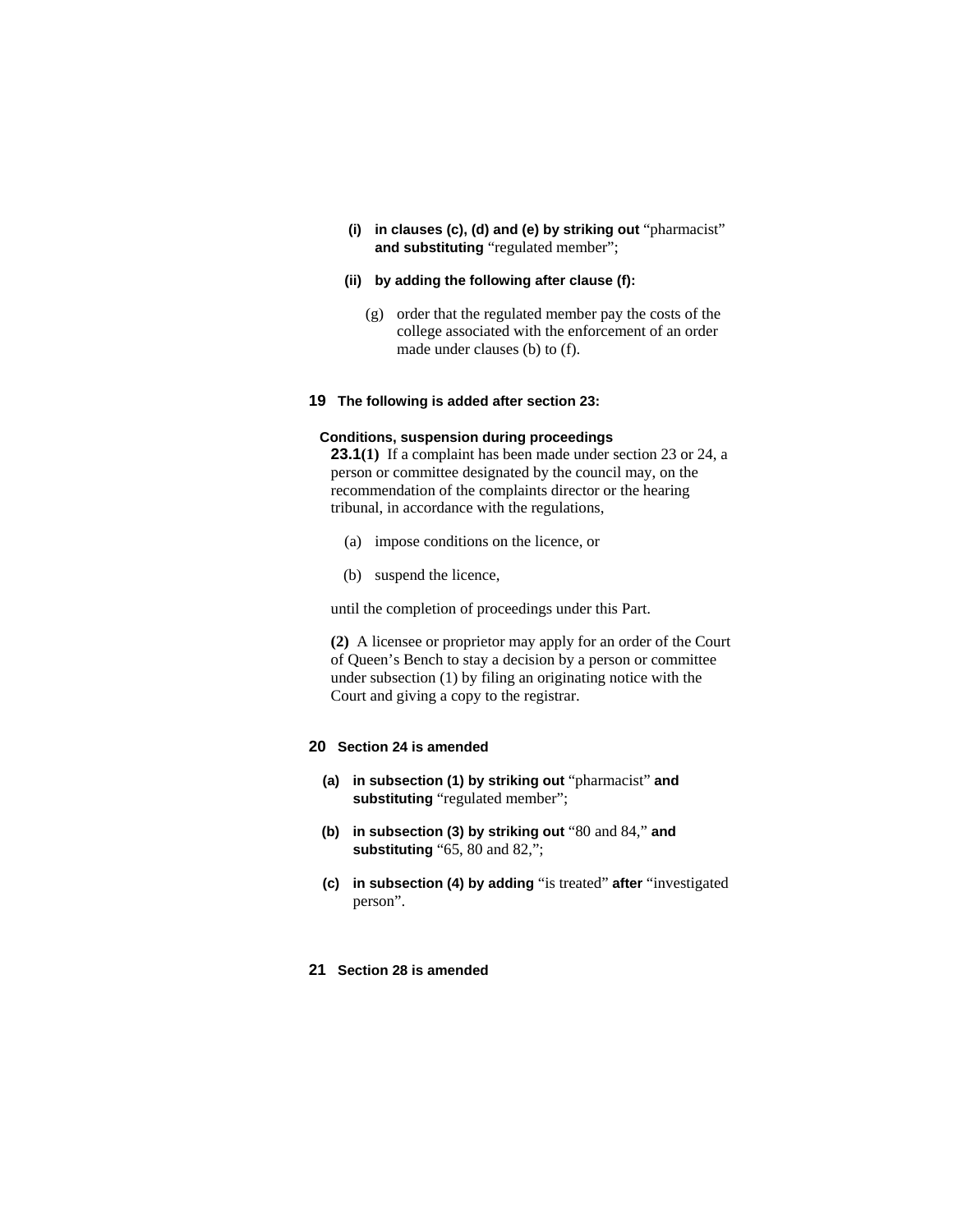**(i) in clauses (c), (d) and (e) by striking out** "pharmacist" **and substituting** "regulated member";

**(ii) by adding the following after clause (f):**

(g) order that the regulated member pay the costs of the college associated with the enforcement of an order made under clauses (b) to (f).

**19 The following is added after section 23:**

**Conditions, suspension during proceedings**

**23.1(1)** If a complaint has been made under section 23 or 24, a person or committee designated by the council may, on the recommendation of the complaints director or the hearing tribunal, in accordance with the regulations,

(a) impose conditions on the licence, or

(b) suspend the licence,

until the completion of proceedings under this Part.

**(2)** A licensee or proprietor may apply for an order of the Court of Queen's Bench to stay a decision by a person or committee under subsection (1) by filing an originating notice with the Court and giving a copy to the registrar.

**20 Section 24 is amended**

**(a) in subsection (1) by striking out** "pharmacist" **and substituting** "regulated member";

**(b) in subsection (3) by striking out** "80 and 84," **and substituting** "65, 80 and 82,";

**(c) in subsection (4) by adding** "is treated" **after** "investigated person".

**21 Section 28 is amended**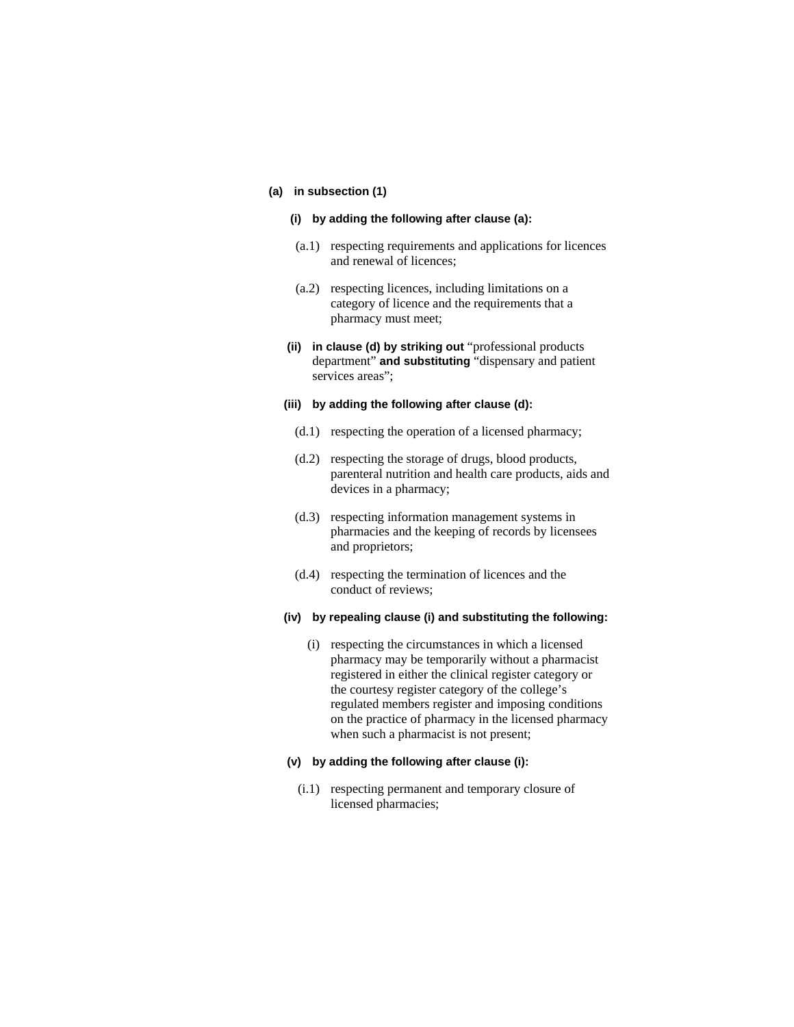**(a) in subsection (1)**

**(i) by adding the following after clause (a):**

(a.1) respecting requirements and applications for licences and renewal of licences;

(a.2) respecting licences, including limitations on a category of licence and the requirements that a pharmacy must meet;

**(ii) in clause (d) by striking out** "professional products department" **and substituting** "dispensary and patient services areas";

**(iii) by adding the following after clause (d):**

(d.1) respecting the operation of a licensed pharmacy;

(d.2) respecting the storage of drugs, blood products, parenteral nutrition and health care products, aids and devices in a pharmacy;

(d.3) respecting information management systems in pharmacies and the keeping of records by licensees and proprietors;

(d.4) respecting the termination of licences and the conduct of reviews;

**(iv) by repealing clause (i) and substituting the following:**

(i) respecting the circumstances in which a licensed pharmacy may be temporarily without a pharmacist registered in either the clinical register category or the courtesy register category of the college's regulated members register and imposing conditions on the practice of pharmacy in the licensed pharmacy when such a pharmacist is not present;

**(v) by adding the following after clause (i):**

(i.1) respecting permanent and temporary closure of licensed pharmacies;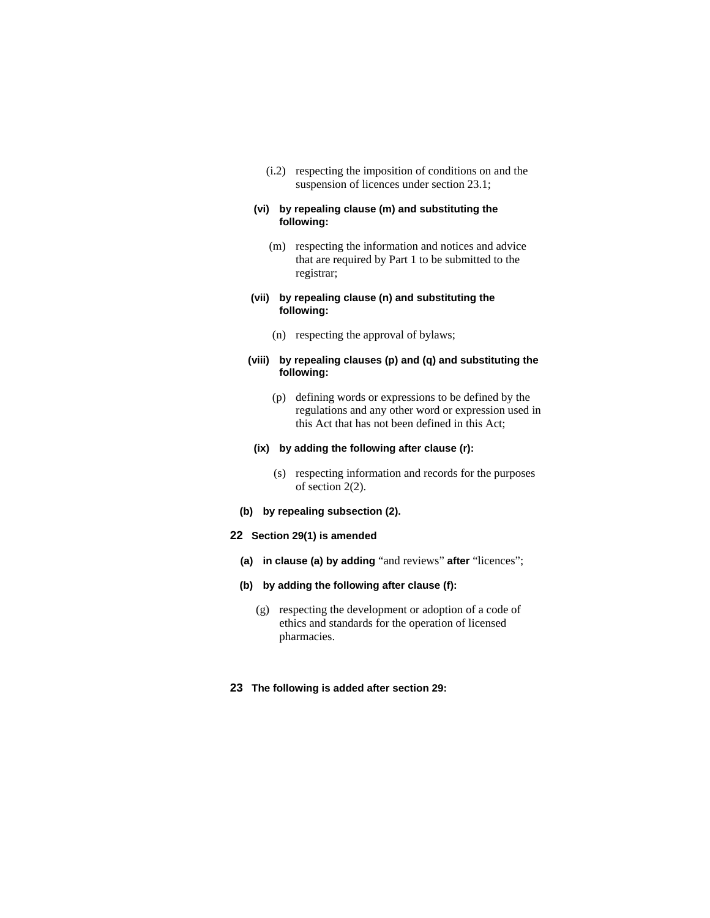(i.2) respecting the imposition of conditions on and the suspension of licences under section 23.1;

**(vi) by repealing clause (m) and substituting the following:**

(m) respecting the information and notices and advice that are required by Part 1 to be submitted to the registrar;

**(vii) by repealing clause (n) and substituting the following:**

(n) respecting the approval of bylaws;

**(viii) by repealing clauses (p) and (q) and substituting the following:**

(p) defining words or expressions to be defined by the regulations and any other word or expression used in this Act that has not been defined in this Act;

**(ix) by adding the following after clause (r):**

(s) respecting information and records for the purposes of section 2(2).

**(b) by repealing subsection (2).**

**22 Section 29(1) is amended**

**(a) in clause (a) by adding** "and reviews" **after** "licences";

**(b) by adding the following after clause (f):**

(g) respecting the development or adoption of a code of ethics and standards for the operation of licensed pharmacies.

**23 The following is added after section 29:**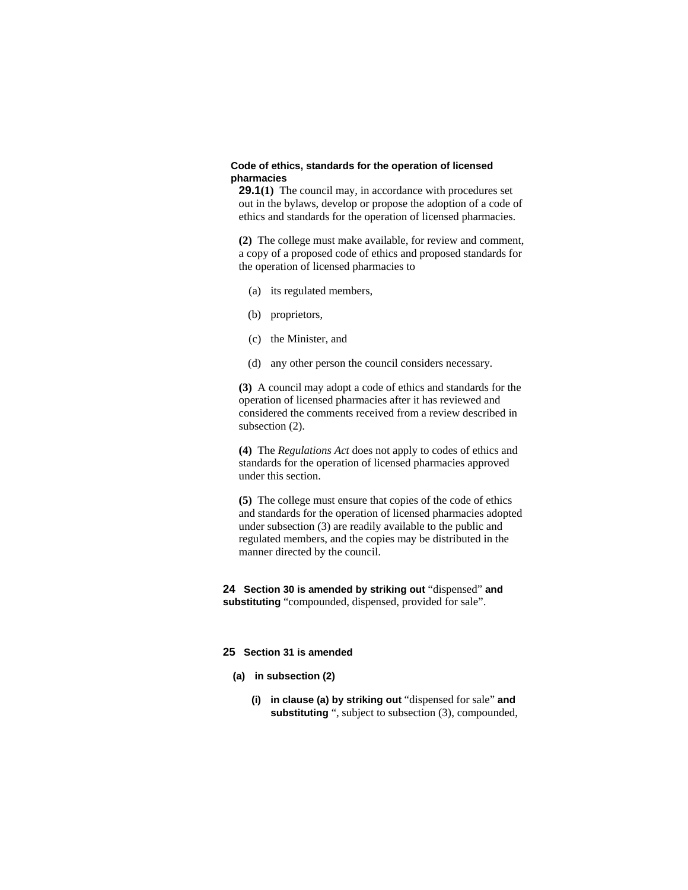**Code of ethics, standards for the operation of licensed pharmacies**

**29.1(1)** The council may, in accordance with procedures set out in the bylaws, develop or propose the adoption of a code of ethics and standards for the operation of licensed pharmacies.

**(2)** The college must make available, for review and comment, a copy of a proposed code of ethics and proposed standards for the operation of licensed pharmacies to

(a) its regulated members,

(b) proprietors,

(c) the Minister, and

(d) any other person the council considers necessary.

**(3)** A council may adopt a code of ethics and standards for the operation of licensed pharmacies after it has reviewed and considered the comments received from a review described in subsection (2).

**(4)** The *Regulations Act* does not apply to codes of ethics and standards for the operation of licensed pharmacies approved under this section.

**(5)** The college must ensure that copies of the code of ethics and standards for the operation of licensed pharmacies adopted under subsection (3) are readily available to the public and regulated members, and the copies may be distributed in the manner directed by the council.

**24 Section 30 is amended by striking out** "dispensed" **and substituting** "compounded, dispensed, provided for sale".

**25 Section 31 is amended**

**(a) in subsection (2)**

**(i) in clause (a) by striking out** "dispensed for sale" **and substituting** ", subject to subsection (3), compounded,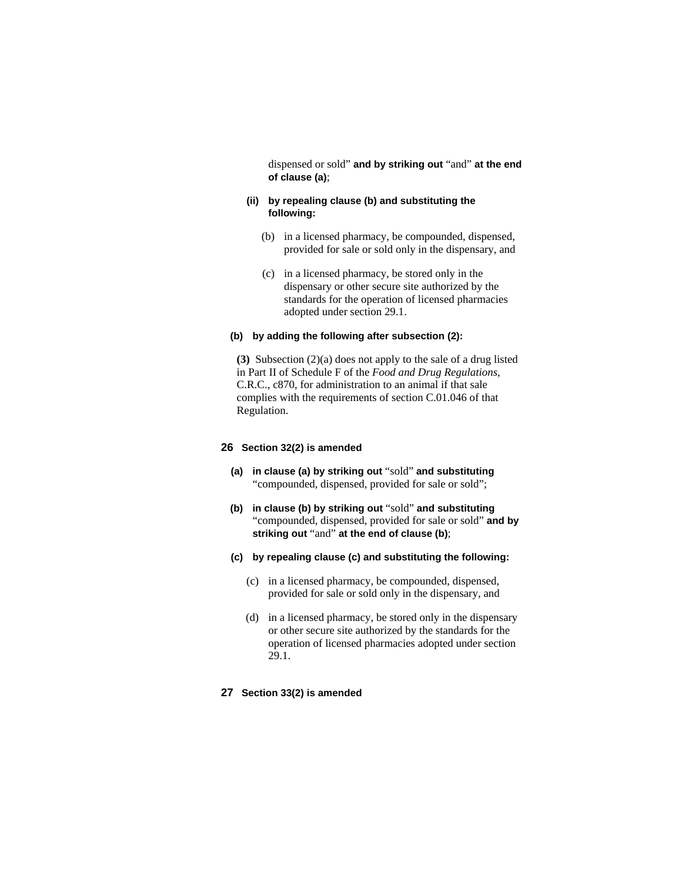dispensed or sold" **and by striking out** "and" **at the end of clause (a)**;

**(ii) by repealing clause (b) and substituting the following:**

(b) in a licensed pharmacy, be compounded, dispensed, provided for sale or sold only in the dispensary, and

(c) in a licensed pharmacy, be stored only in the dispensary or other secure site authorized by the standards for the operation of licensed pharmacies adopted under section 29.1.

**(b) by adding the following after subsection (2):**

**(3)** Subsection (2)(a) does not apply to the sale of a drug listed in Part II of Schedule F of the *Food and Drug Regulations*, C.R.C., c870, for administration to an animal if that sale complies with the requirements of section C.01.046 of that Regulation.

**26 Section 32(2) is amended**

**(a) in clause (a) by striking out** "sold" **and substituting** "compounded, dispensed, provided for sale or sold";

**(b) in clause (b) by striking out** "sold" **and substituting** "compounded, dispensed, provided for sale or sold" **and by striking out** "and" **at the end of clause (b)**;

**(c) by repealing clause (c) and substituting the following:**

(c) in a licensed pharmacy, be compounded, dispensed, provided for sale or sold only in the dispensary, and

(d) in a licensed pharmacy, be stored only in the dispensary or other secure site authorized by the standards for the operation of licensed pharmacies adopted under section 29.1.

**27 Section 33(2) is amended**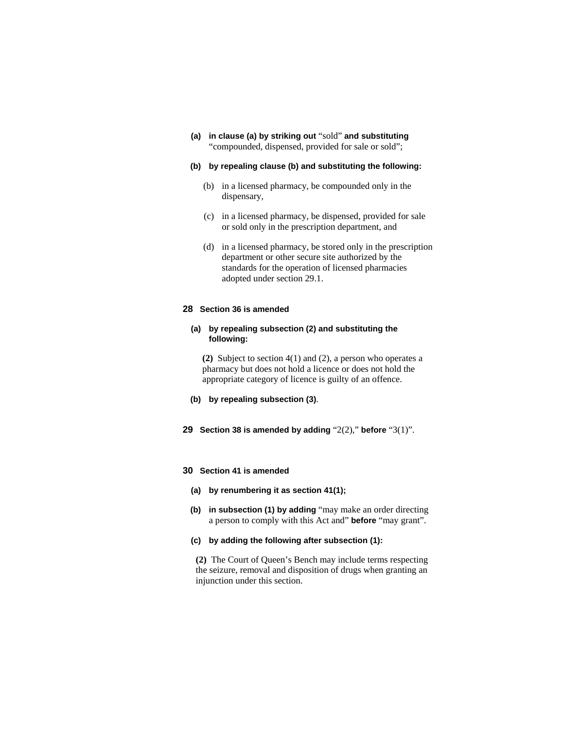**(a) in clause (a) by striking out** "sold" **and substituting** "compounded, dispensed, provided for sale or sold";

**(b) by repealing clause (b) and substituting the following:**

(b) in a licensed pharmacy, be compounded only in the dispensary,

(c) in a licensed pharmacy, be dispensed, provided for sale or sold only in the prescription department, and

(d) in a licensed pharmacy, be stored only in the prescription department or other secure site authorized by the standards for the operation of licensed pharmacies adopted under section 29.1.

**28 Section 36 is amended**

**(a) by repealing subsection (2) and substituting the following:**

**(2)** Subject to section 4(1) and (2), a person who operates a pharmacy but does not hold a licence or does not hold the appropriate category of licence is guilty of an offence.

**(b) by repealing subsection (3)**.

**29 Section 38 is amended by adding** "2(2)," **before** "3(1)".

**30 Section 41 is amended**

**(a) by renumbering it as section 41(1);**

**(b) in subsection (1) by adding** "may make an order directing a person to comply with this Act and" **before** "may grant".

**(c) by adding the following after subsection (1):**

**(2)** The Court of Queen's Bench may include terms respecting the seizure, removal and disposition of drugs when granting an injunction under this section.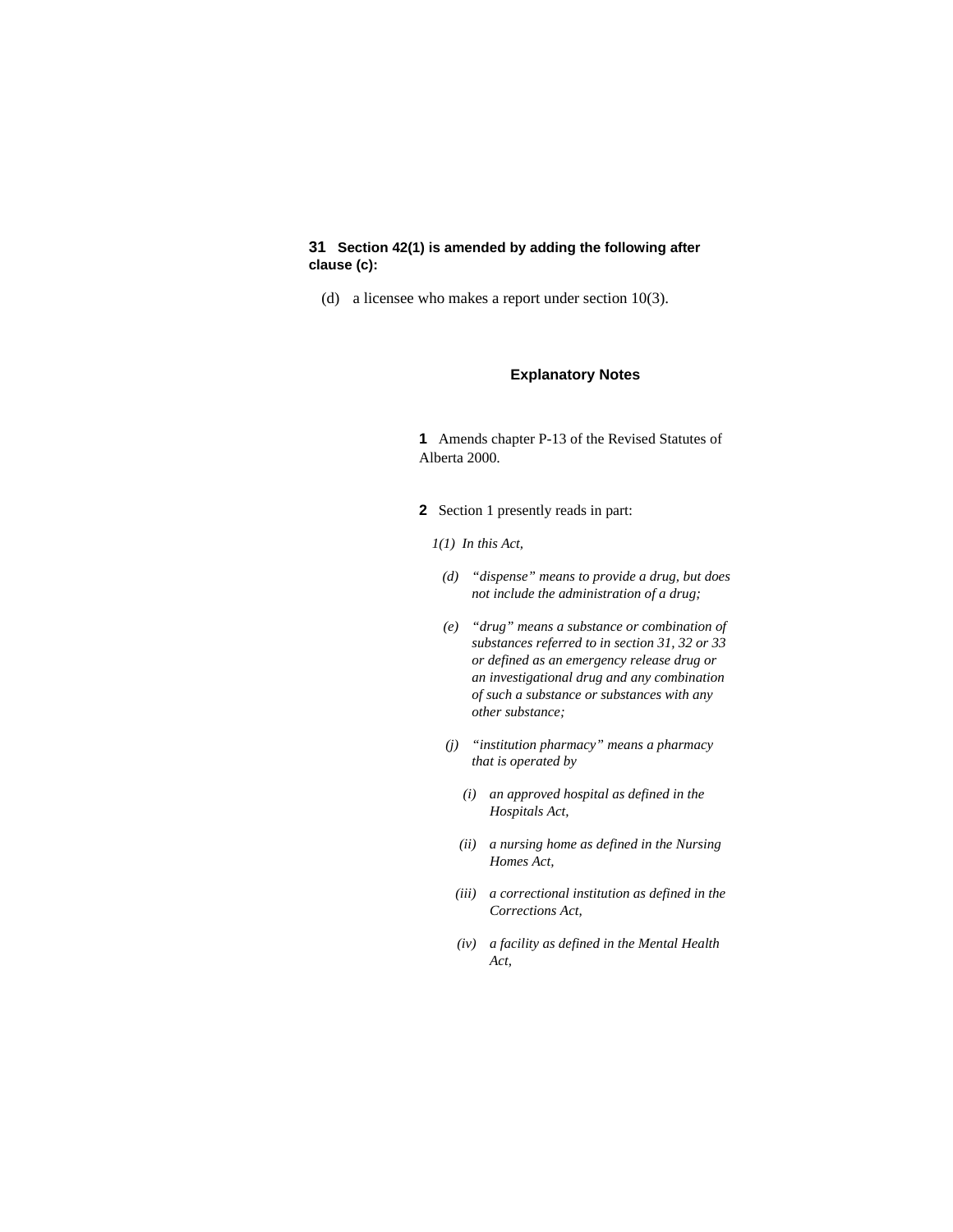**31 Section 42(1) is amended by adding the following after clause (c):**

(d) a licensee who makes a report under section 10(3).

## Explanatory Notes

**1** Amends chapter P-13 of the Revised Statutes of Alberta 2000.

**2** Section 1 presently reads in part:

*1(1) In this Act,*

*(d) "dispense" means to provide a drug, but does not include the administration of a drug;*

*(e) "drug" means a substance or combination of substances referred to in section 31, 32 or 33 or defined as an emergency release drug or an investigational drug and any combination of such a substance or substances with any other substance;*

*(j) "institution pharmacy" means a pharmacy that is operated by*

*(i) an approved hospital as defined in the Hospitals Act,*

*(ii) a nursing home as defined in the Nursing Homes Act,*

*(iii) a correctional institution as defined in the Corrections Act,*

*(iv) a facility as defined in the Mental Health Act,*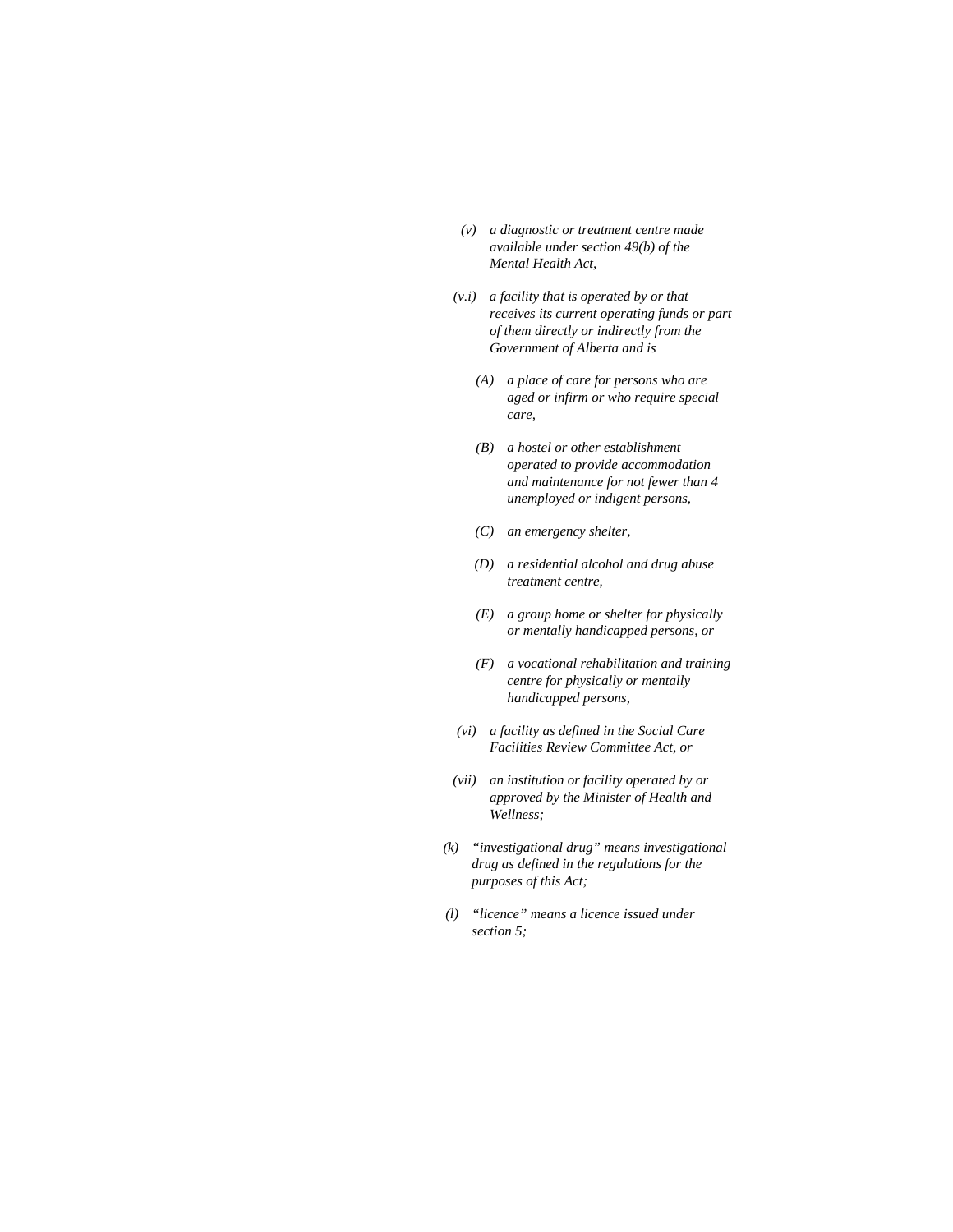*(v) a diagnostic or treatment centre made available under section 49(b) of the Mental Health Act,*

*(v.i) a facility that is operated by or that receives its current operating funds or part of them directly or indirectly from the Government of Alberta and is*

*(A) a place of care for persons who are aged or infirm or who require special care,*

*(B) a hostel or other establishment operated to provide accommodation and maintenance for not fewer than 4 unemployed or indigent persons,*

*(C) an emergency shelter,*

*(D) a residential alcohol and drug abuse treatment centre,*

*(E) a group home or shelter for physically or mentally handicapped persons, or*

*(F) a vocational rehabilitation and training centre for physically or mentally handicapped persons,*

*(vi) a facility as defined in the Social Care Facilities Review Committee Act, or*

*(vii) an institution or facility operated by or approved by the Minister of Health and Wellness;*

*(k) "investigational drug" means investigational drug as defined in the regulations for the purposes of this Act;*

*(l) "licence" means a licence issued under section 5;*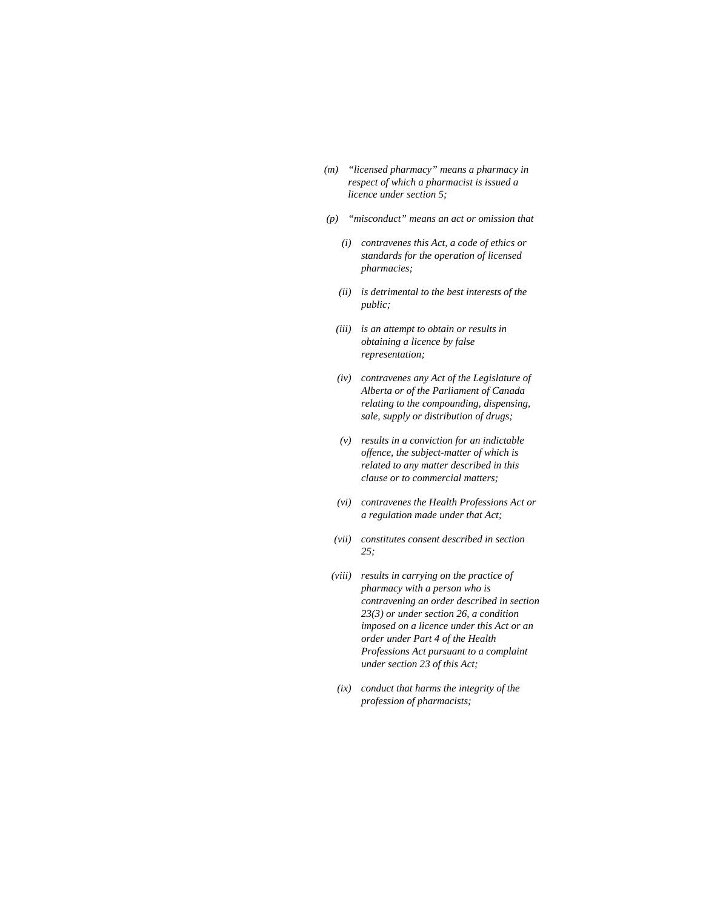*(m) "licensed pharmacy" means a pharmacy in respect of which a pharmacist is issued a licence under section 5;*

*(p) "misconduct" means an act or omission that*

*(i) contravenes this Act, a code of ethics or standards for the operation of licensed pharmacies;*

*(ii) is detrimental to the best interests of the public;*

*(iii) is an attempt to obtain or results in obtaining a licence by false representation;*

*(iv) contravenes any Act of the Legislature of Alberta or of the Parliament of Canada relating to the compounding, dispensing, sale, supply or distribution of drugs;*

*(v) results in a conviction for an indictable offence, the subject-matter of which is related to any matter described in this clause or to commercial matters;*

*(vi) contravenes the Health Professions Act or a regulation made under that Act;*

*(vii) constitutes consent described in section 25;*

*(viii) results in carrying on the practice of pharmacy with a person who is contravening an order described in section 23(3) or under section 26, a condition imposed on a licence under this Act or an order under Part 4 of the Health Professions Act pursuant to a complaint under section 23 of this Act;*

*(ix) conduct that harms the integrity of the profession of pharmacists;*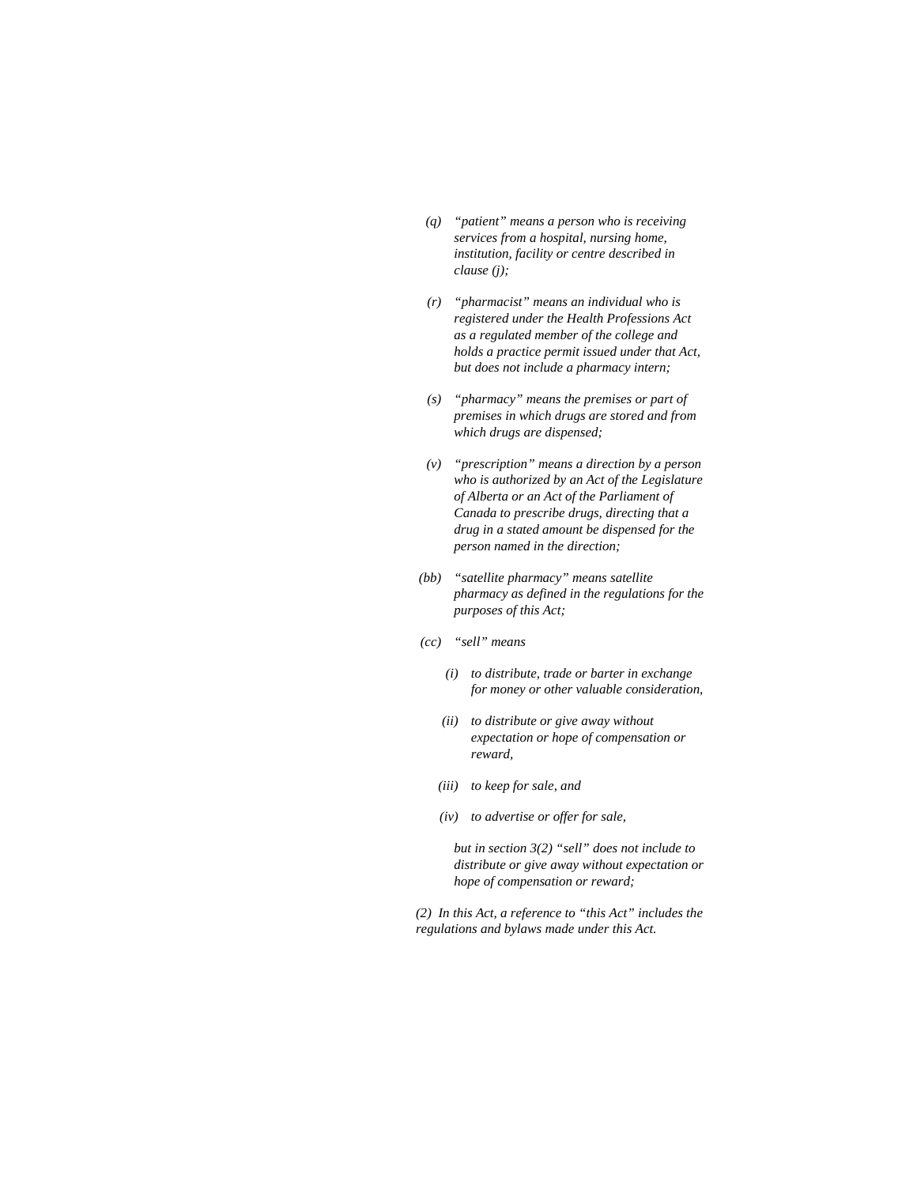*(q) "patient" means a person who is receiving services from a hospital, nursing home, institution, facility or centre described in clause (j);*

*(r) "pharmacist" means an individual who is registered under the Health Professions Act as a regulated member of the college and holds a practice permit issued under that Act, but does not include a pharmacy intern;*

*(s) "pharmacy" means the premises or part of premises in which drugs are stored and from which drugs are dispensed;*

*(v) "prescription" means a direction by a person who is authorized by an Act of the Legislature of Alberta or an Act of the Parliament of Canada to prescribe drugs, directing that a drug in a stated amount be dispensed for the person named in the direction;*

*(bb) "satellite pharmacy" means satellite pharmacy as defined in the regulations for the purposes of this Act;*

*(cc) "sell" means*

*(i) to distribute, trade or barter in exchange for money or other valuable consideration,*

*(ii) to distribute or give away without expectation or hope of compensation or reward,*

*(iii) to keep for sale, and*

*(iv) to advertise or offer for sale,*

*but in section 3(2) "sell" does not include to distribute or give away without expectation or hope of compensation or reward;*

*(2) In this Act, a reference to "this Act" includes the regulations and bylaws made under this Act.*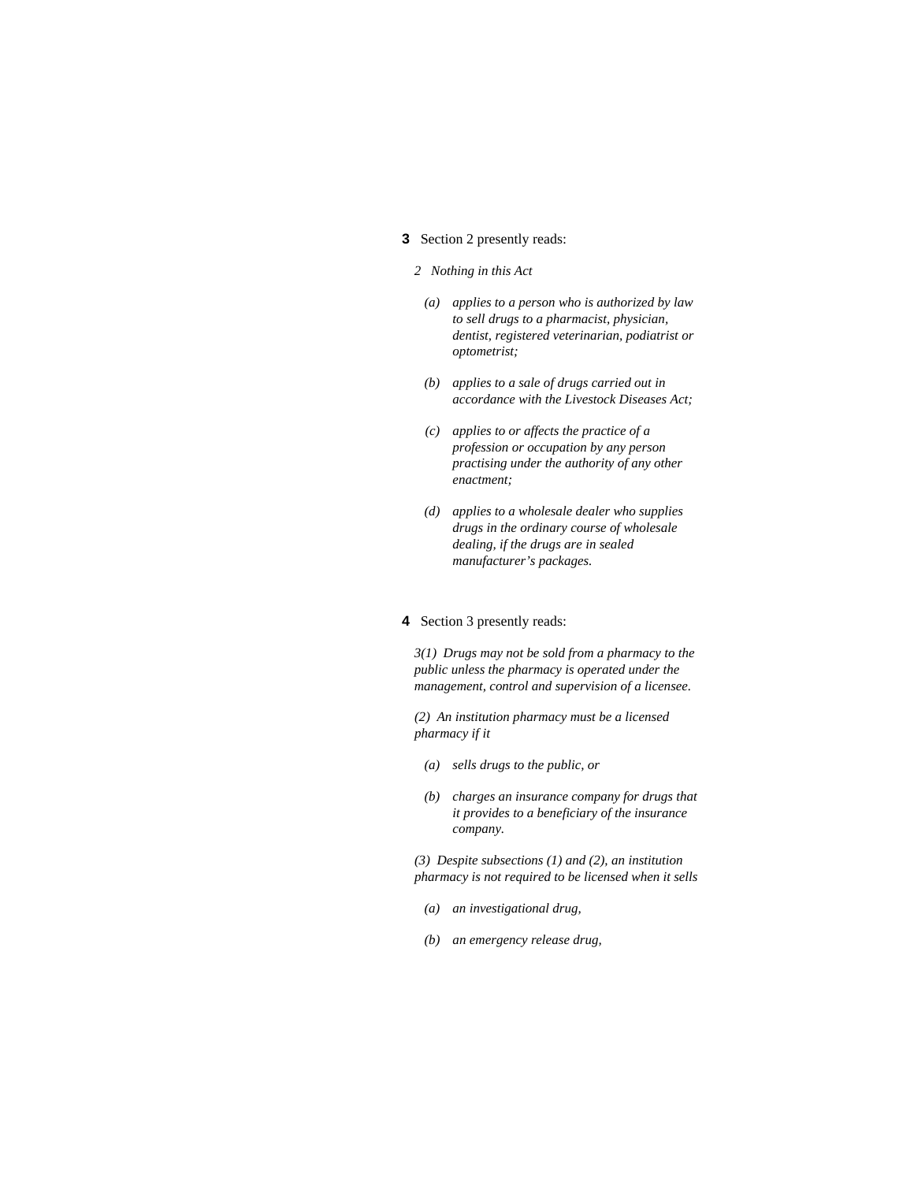**3** Section 2 presently reads:

*2 Nothing in this Act*

*(a) applies to a person who is authorized by law to sell drugs to a pharmacist, physician, dentist, registered veterinarian, podiatrist or optometrist;*

*(b) applies to a sale of drugs carried out in accordance with the Livestock Diseases Act;*

*(c) applies to or affects the practice of a profession or occupation by any person practising under the authority of any other enactment;*

*(d) applies to a wholesale dealer who supplies drugs in the ordinary course of wholesale dealing, if the drugs are in sealed manufacturer's packages.*

**4** Section 3 presently reads:

*3(1) Drugs may not be sold from a pharmacy to the public unless the pharmacy is operated under the management, control and supervision of a licensee.*

*(2) An institution pharmacy must be a licensed pharmacy if it*

*(a) sells drugs to the public, or*

*(b) charges an insurance company for drugs that it provides to a beneficiary of the insurance company.*

*(3) Despite subsections (1) and (2), an institution pharmacy is not required to be licensed when it sells*

*(a) an investigational drug,*

*(b) an emergency release drug,*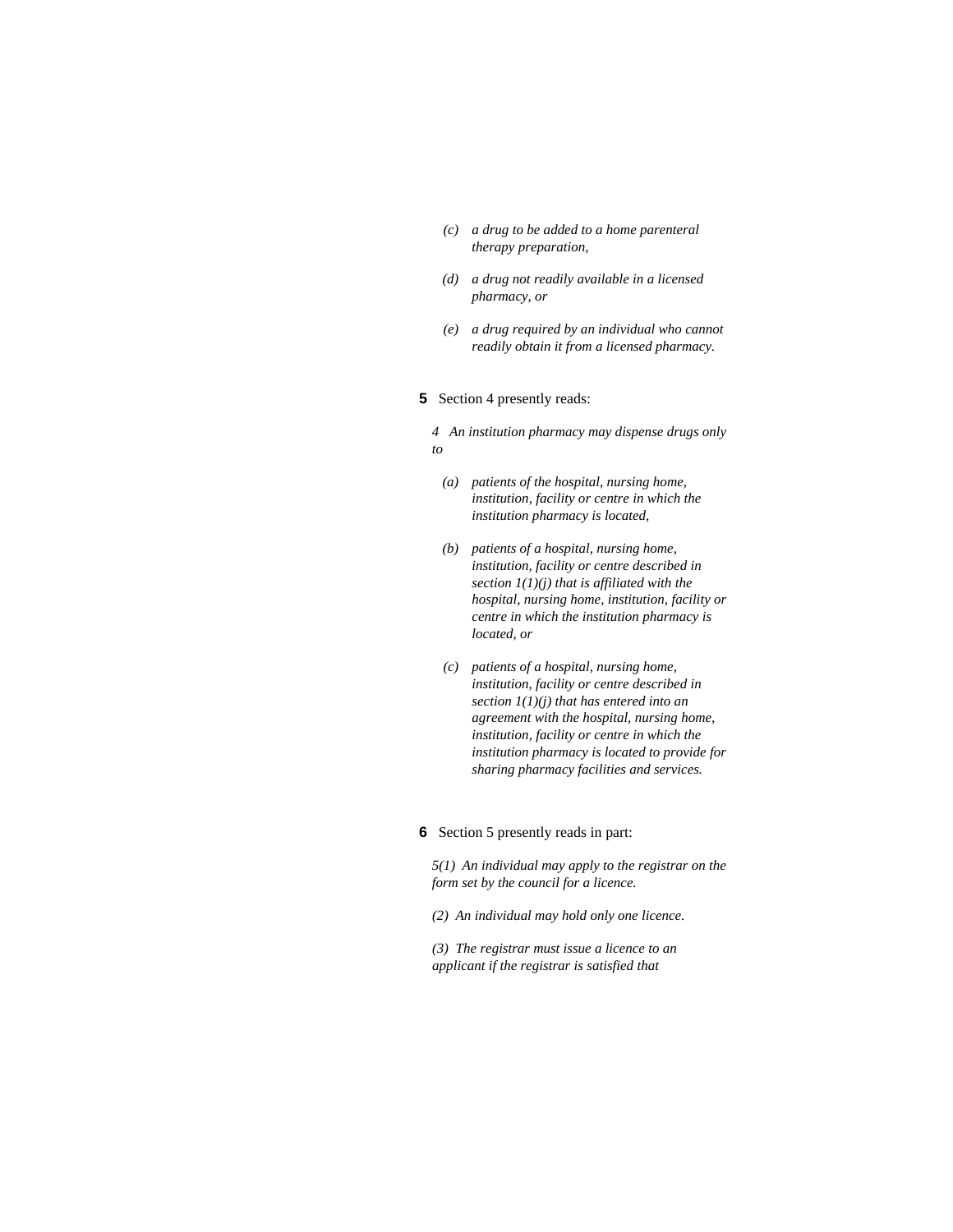*(c) a drug to be added to a home parenteral therapy preparation,*

*(d) a drug not readily available in a licensed pharmacy, or*

*(e) a drug required by an individual who cannot readily obtain it from a licensed pharmacy.*

**5** Section 4 presently reads:

*4 An institution pharmacy may dispense drugs only to*

*(a) patients of the hospital, nursing home, institution, facility or centre in which the institution pharmacy is located,*

*(b) patients of a hospital, nursing home, institution, facility or centre described in section 1(1)(j) that is affiliated with the hospital, nursing home, institution, facility or centre in which the institution pharmacy is located, or*

*(c) patients of a hospital, nursing home, institution, facility or centre described in section 1(1)(j) that has entered into an agreement with the hospital, nursing home, institution, facility or centre in which the institution pharmacy is located to provide for sharing pharmacy facilities and services.*

**6** Section 5 presently reads in part:

*5(1) An individual may apply to the registrar on the form set by the council for a licence.*

*(2) An individual may hold only one licence.*

*(3) The registrar must issue a licence to an applicant if the registrar is satisfied that*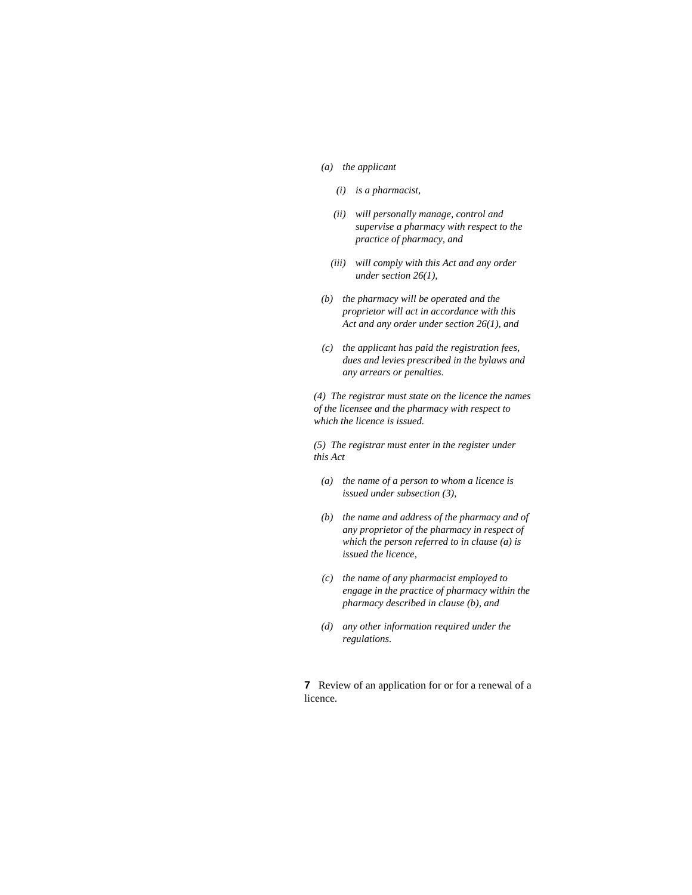*(a)* *the applicant*

*(i)* *is a pharmacist,*

*(ii)* *will personally manage, control and supervise a pharmacy with respect to the practice of pharmacy, and*

*(iii)* *will comply with this Act and any order under section 26(1),*

*(b)* *the pharmacy will be operated and the proprietor will act in accordance with this Act and any order under section 26(1), and*

*(c)* *the applicant has paid the registration fees, dues and levies prescribed in the bylaws and any arrears or penalties.*

*(4) The registrar must state on the licence the names of the licensee and the pharmacy with respect to which the licence is issued.*

*(5) The registrar must enter in the register under this Act*

*(a)* *the name of a person to whom a licence is issued under subsection (3),*

*(b)* *the name and address of the pharmacy and of any proprietor of the pharmacy in respect of which the person referred to in clause (a) is issued the licence,*

*(c)* *the name of any pharmacist employed to engage in the practice of pharmacy within the pharmacy described in clause (b), and*

*(d)* *any other information required under the regulations.*

**7** Review of an application for or for a renewal of a licence.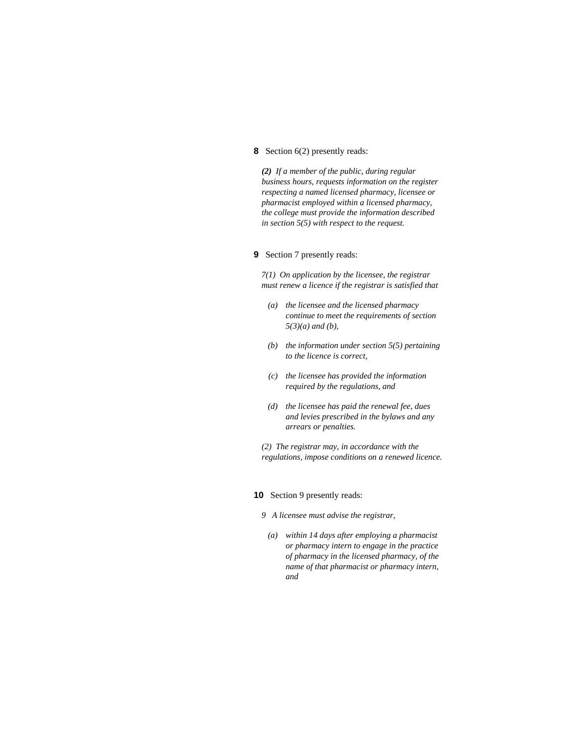**8** Section 6(2) presently reads:

*(2) If a member of the public, during regular business hours, requests information on the register respecting a named licensed pharmacy, licensee or pharmacist employed within a licensed pharmacy, the college must provide the information described in section 5(5) with respect to the request.*

**9** Section 7 presently reads:

*7(1) On application by the licensee, the registrar must renew a licence if the registrar is satisfied that*

- *(a) the licensee and the licensed pharmacy continue to meet the requirements of section 5(3)(a) and (b),*
- *(b) the information under section 5(5) pertaining to the licence is correct,*
- *(c) the licensee has provided the information required by the regulations, and*
- *(d) the licensee has paid the renewal fee, dues and levies prescribed in the bylaws and any arrears or penalties.*

*(2) The registrar may, in accordance with the regulations, impose conditions on a renewed licence.*

**10** Section 9 presently reads:

*9 A licensee must advise the registrar,*

- *(a) within 14 days after employing a pharmacist or pharmacy intern to engage in the practice of pharmacy in the licensed pharmacy, of the name of that pharmacist or pharmacy intern, and*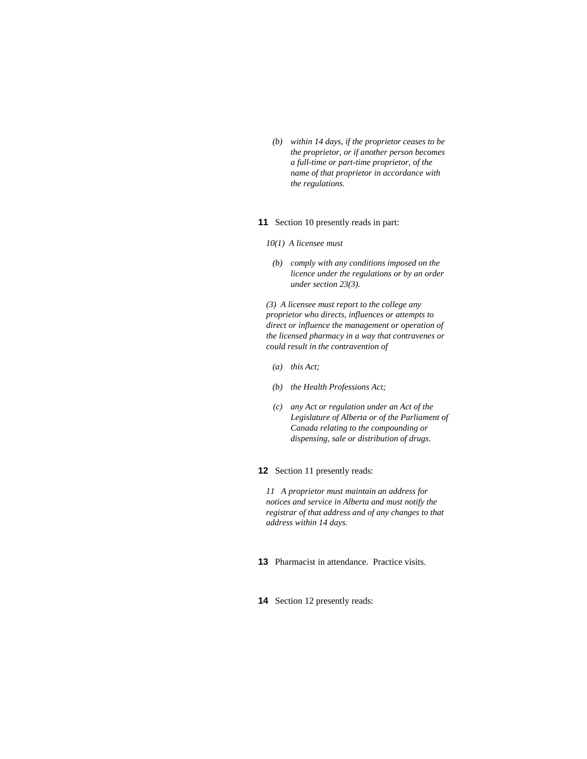*(b) within 14 days, if the proprietor ceases to be the proprietor, or if another person becomes a full-time or part-time proprietor, of the name of that proprietor in accordance with the regulations.*

**11** Section 10 presently reads in part:

*10(1) A licensee must*

*(b) comply with any conditions imposed on the licence under the regulations or by an order under section 23(3).*

*(3) A licensee must report to the college any proprietor who directs, influences or attempts to direct or influence the management or operation of the licensed pharmacy in a way that contravenes or could result in the contravention of*

*(a) this Act;*

*(b) the Health Professions Act;*

*(c) any Act or regulation under an Act of the Legislature of Alberta or of the Parliament of Canada relating to the compounding or dispensing, sale or distribution of drugs.*

**12** Section 11 presently reads:

*11 A proprietor must maintain an address for notices and service in Alberta and must notify the registrar of that address and of any changes to that address within 14 days.*

**13** Pharmacist in attendance. Practice visits.

**14** Section 12 presently reads: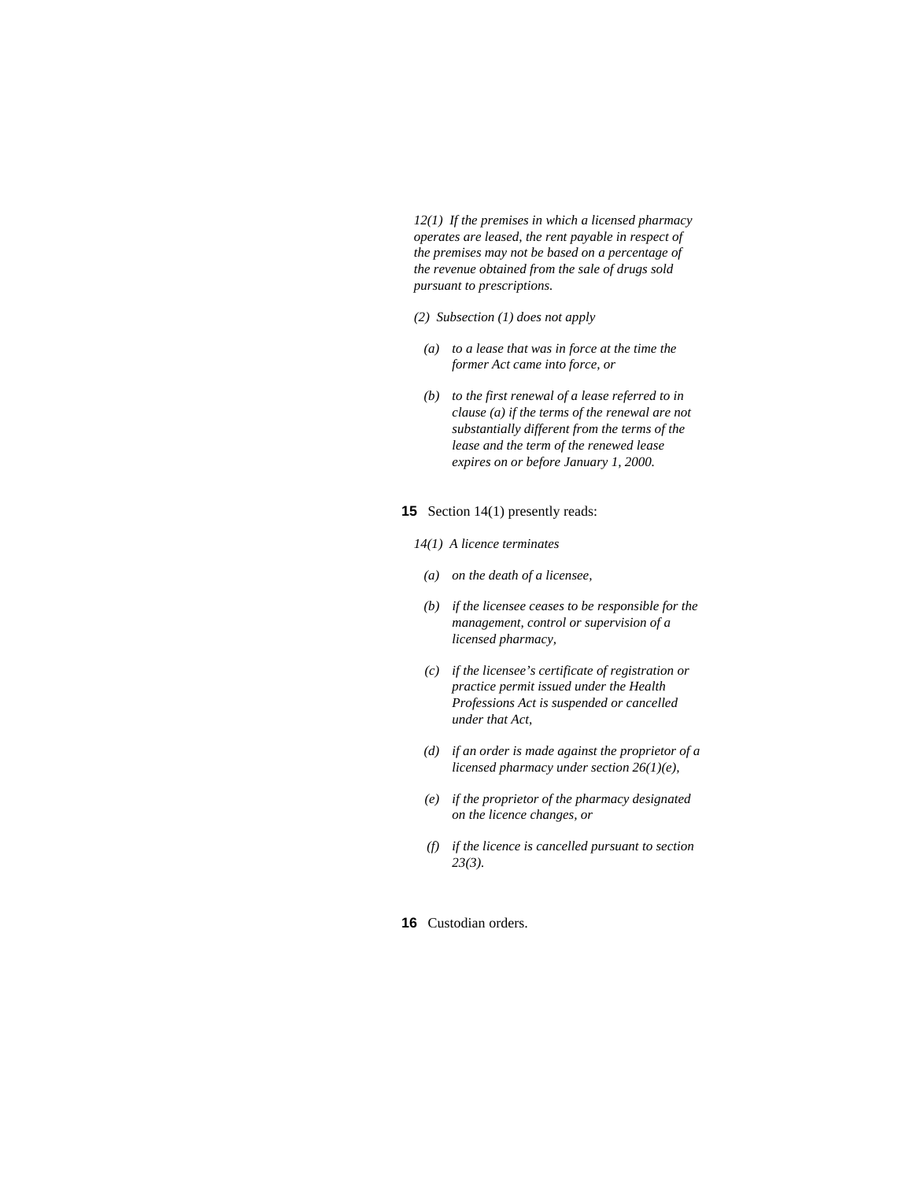*12(1) If the premises in which a licensed pharmacy operates are leased, the rent payable in respect of the premises may not be based on a percentage of the revenue obtained from the sale of drugs sold pursuant to prescriptions.*

*(2) Subsection (1) does not apply*

- *(a) to a lease that was in force at the time the former Act came into force, or*
- *(b) to the first renewal of a lease referred to in clause (a) if the terms of the renewal are not substantially different from the terms of the lease and the term of the renewed lease expires on or before January 1, 2000.*

**15** Section 14(1) presently reads:

*14(1) A licence terminates*

- *(a) on the death of a licensee,*
- *(b) if the licensee ceases to be responsible for the management, control or supervision of a licensed pharmacy,*
- *(c) if the licensee's certificate of registration or practice permit issued under the Health Professions Act is suspended or cancelled under that Act,*
- *(d) if an order is made against the proprietor of a licensed pharmacy under section 26(1)(e),*
- *(e) if the proprietor of the pharmacy designated on the licence changes, or*
- *(f) if the licence is cancelled pursuant to section 23(3).*

**16** Custodian orders.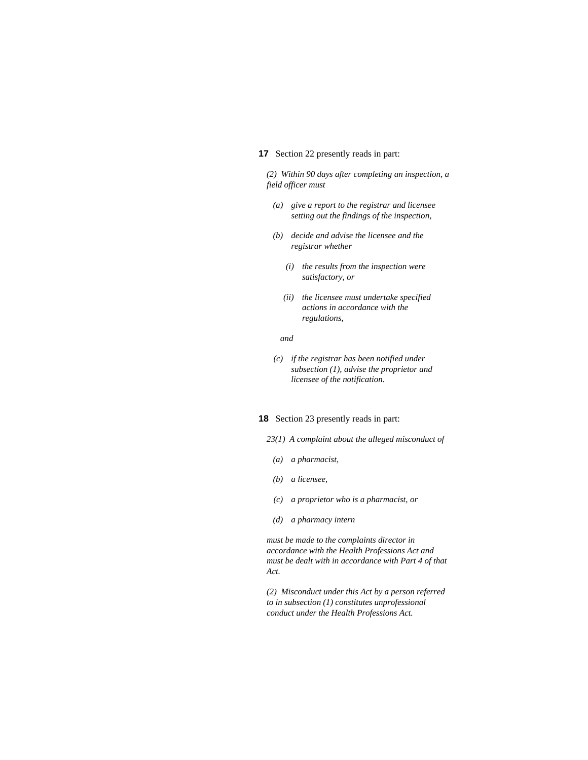**17** Section 22 presently reads in part:

*(2) Within 90 days after completing an inspection, a field officer must*

*(a) give a report to the registrar and licensee setting out the findings of the inspection,*

*(b) decide and advise the licensee and the registrar whether*

*(i) the results from the inspection were satisfactory, or*

*(ii) the licensee must undertake specified actions in accordance with the regulations,*

*and*

*(c) if the registrar has been notified under subsection (1), advise the proprietor and licensee of the notification.*

**18** Section 23 presently reads in part:

*23(1) A complaint about the alleged misconduct of*

*(a) a pharmacist,*

*(b) a licensee,*

*(c) a proprietor who is a pharmacist, or*

*(d) a pharmacy intern*

*must be made to the complaints director in accordance with the Health Professions Act and must be dealt with in accordance with Part 4 of that Act.*

*(2) Misconduct under this Act by a person referred to in subsection (1) constitutes unprofessional conduct under the Health Professions Act.*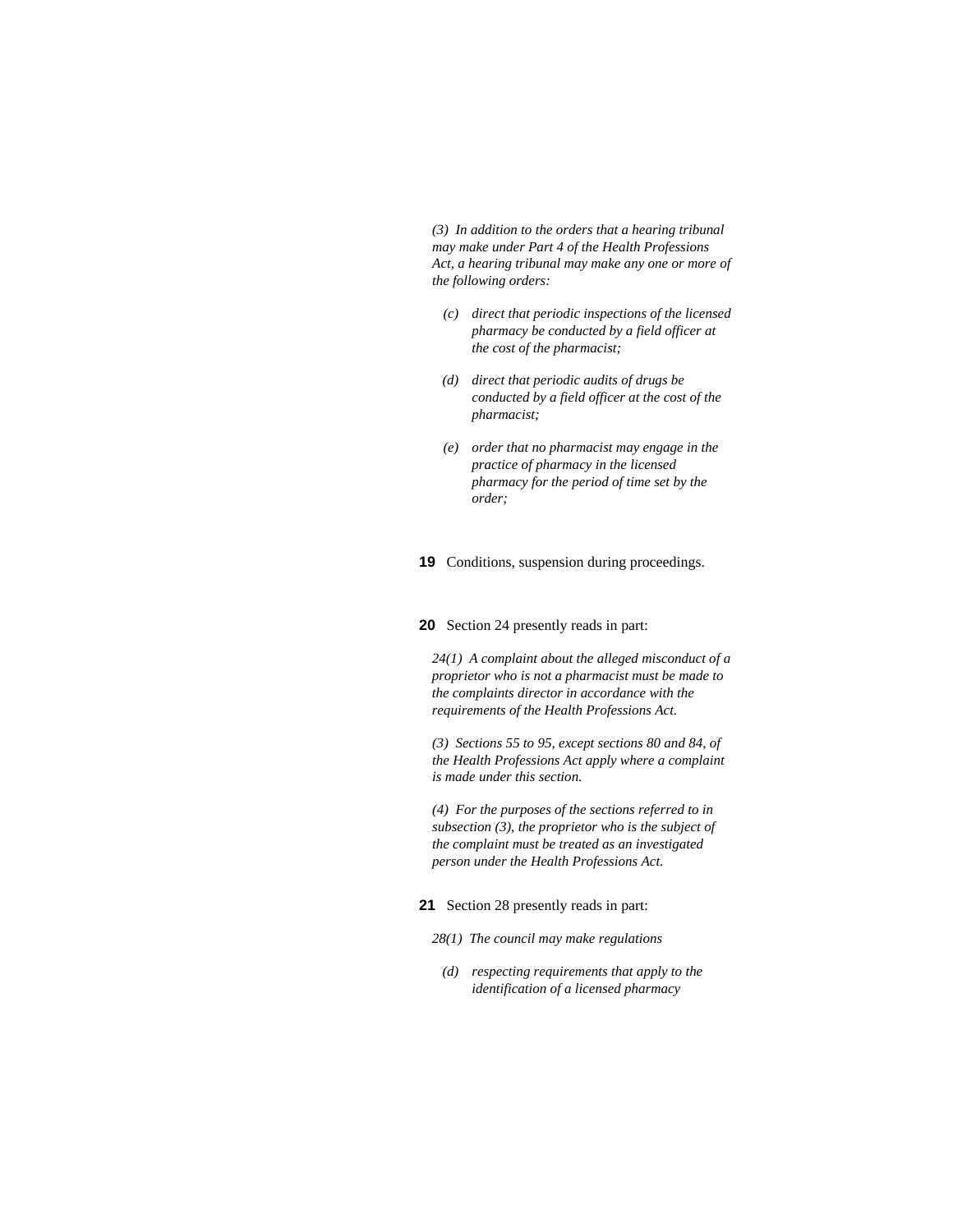*(3) In addition to the orders that a hearing tribunal may make under Part 4 of the Health Professions Act, a hearing tribunal may make any one or more of the following orders:*

*(c) direct that periodic inspections of the licensed pharmacy be conducted by a field officer at the cost of the pharmacist;*

*(d) direct that periodic audits of drugs be conducted by a field officer at the cost of the pharmacist;*

*(e) order that no pharmacist may engage in the practice of pharmacy in the licensed pharmacy for the period of time set by the order;*

**19** Conditions, suspension during proceedings.

**20** Section 24 presently reads in part:

*24(1) A complaint about the alleged misconduct of a proprietor who is not a pharmacist must be made to the complaints director in accordance with the requirements of the Health Professions Act.*

*(3) Sections 55 to 95, except sections 80 and 84, of the Health Professions Act apply where a complaint is made under this section.*

*(4) For the purposes of the sections referred to in subsection (3), the proprietor who is the subject of the complaint must be treated as an investigated person under the Health Professions Act.*

**21** Section 28 presently reads in part:

*28(1) The council may make regulations*

*(d) respecting requirements that apply to the identification of a licensed pharmacy*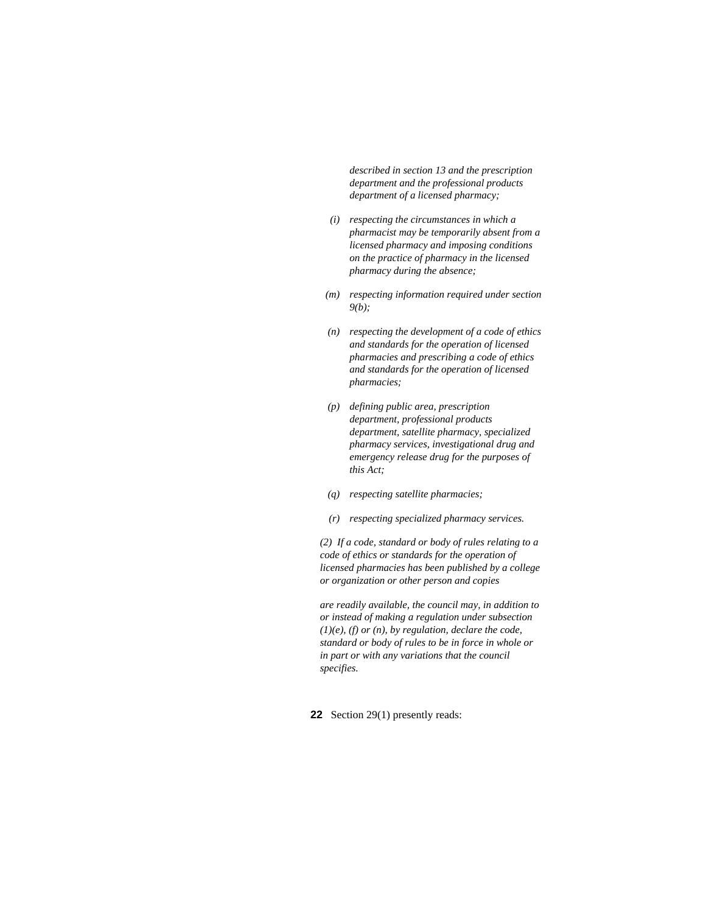*described in section 13 and the prescription department and the professional products department of a licensed pharmacy;*

*(i) respecting the circumstances in which a pharmacist may be temporarily absent from a licensed pharmacy and imposing conditions on the practice of pharmacy in the licensed pharmacy during the absence;*

*(m) respecting information required under section 9(b);*

*(n) respecting the development of a code of ethics and standards for the operation of licensed pharmacies and prescribing a code of ethics and standards for the operation of licensed pharmacies;*

*(p) defining public area, prescription department, professional products department, satellite pharmacy, specialized pharmacy services, investigational drug and emergency release drug for the purposes of this Act;*

*(q) respecting satellite pharmacies;*

*(r) respecting specialized pharmacy services.*

*(2) If a code, standard or body of rules relating to a code of ethics or standards for the operation of licensed pharmacies has been published by a college or organization or other person and copies are readily available, the council may, in addition to or instead of making a regulation under subsection (1)(e), (f) or (n), by regulation, declare the code, standard or body of rules to be in force in whole or in part or with any variations that the council specifies.*

**22** Section 29(1) presently reads: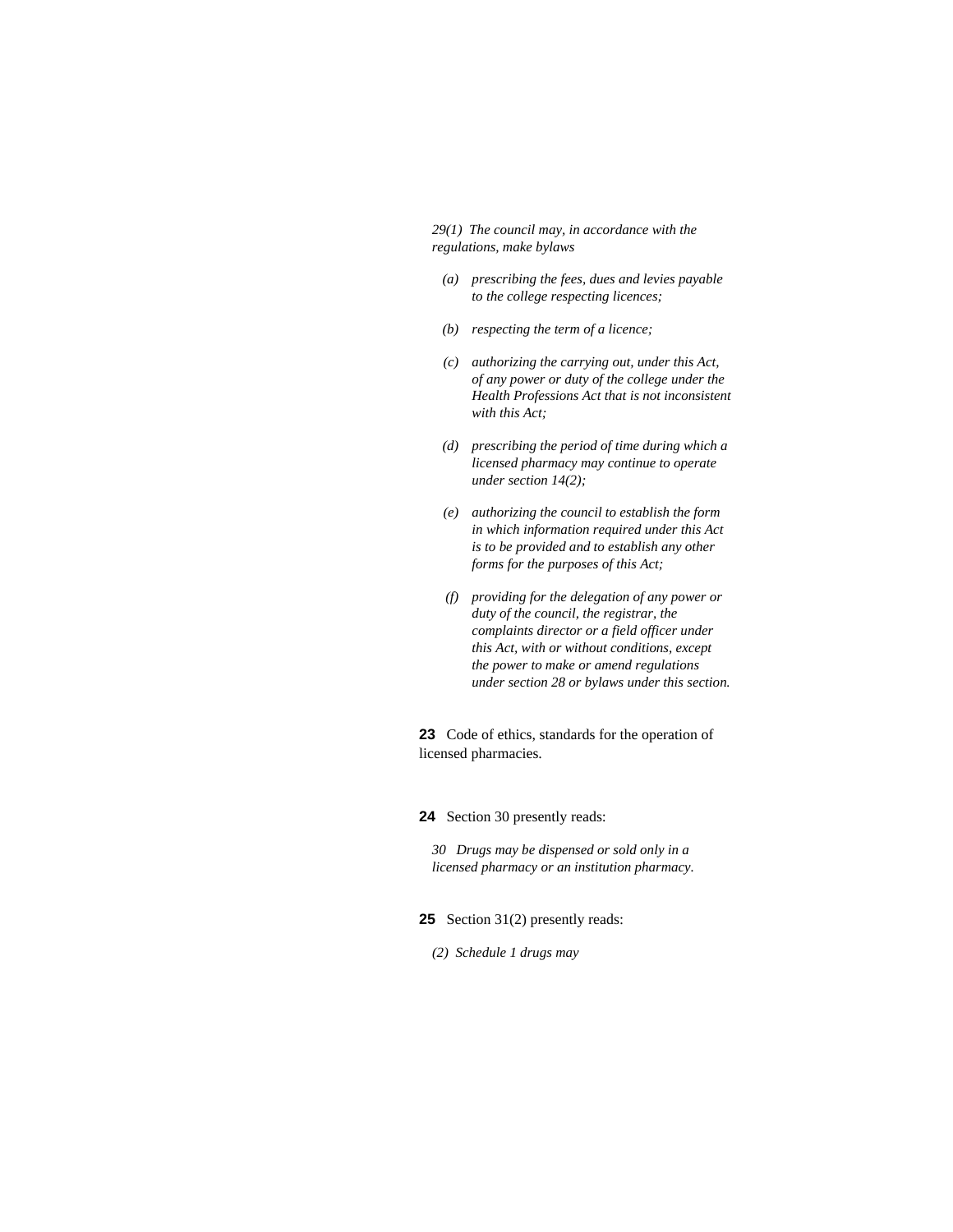*29(1) The council may, in accordance with the regulations, make bylaws*

> *(a) prescribing the fees, dues and levies payable to the college respecting licences;*
>
> *(b) respecting the term of a licence;*
>
> *(c) authorizing the carrying out, under this Act, of any power or duty of the college under the Health Professions Act that is not inconsistent with this Act;*
>
> *(d) prescribing the period of time during which a licensed pharmacy may continue to operate under section 14(2);*
>
> *(e) authorizing the council to establish the form in which information required under this Act is to be provided and to establish any other forms for the purposes of this Act;*
>
> *(f) providing for the delegation of any power or duty of the council, the registrar, the complaints director or a field officer under this Act, with or without conditions, except the power to make or amend regulations under section 28 or bylaws under this section.*

**23** Code of ethics, standards for the operation of licensed pharmacies.

**24** Section 30 presently reads:

*30 Drugs may be dispensed or sold only in a licensed pharmacy or an institution pharmacy.*

**25** Section 31(2) presently reads:

*(2) Schedule 1 drugs may*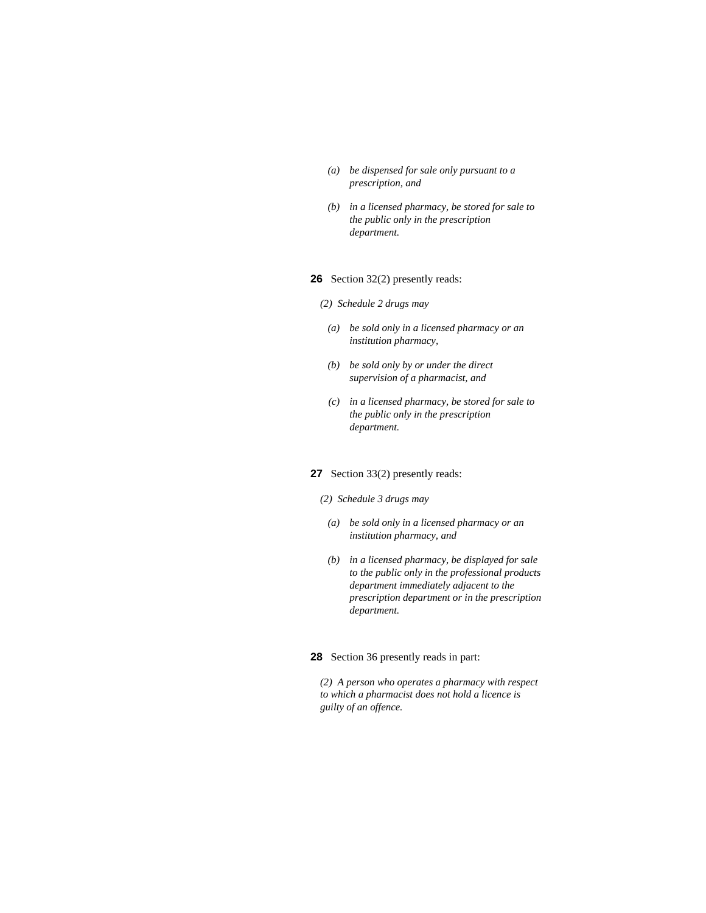*(a) be dispensed for sale only pursuant to a prescription, and*

*(b) in a licensed pharmacy, be stored for sale to the public only in the prescription department.*

**26** Section 32(2) presently reads:

*(2) Schedule 2 drugs may*

*(a) be sold only in a licensed pharmacy or an institution pharmacy,*

*(b) be sold only by or under the direct supervision of a pharmacist, and*

*(c) in a licensed pharmacy, be stored for sale to the public only in the prescription department.*

**27** Section 33(2) presently reads:

*(2) Schedule 3 drugs may*

*(a) be sold only in a licensed pharmacy or an institution pharmacy, and*

*(b) in a licensed pharmacy, be displayed for sale to the public only in the professional products department immediately adjacent to the prescription department or in the prescription department.*

**28** Section 36 presently reads in part:

*(2) A person who operates a pharmacy with respect to which a pharmacist does not hold a licence is guilty of an offence.*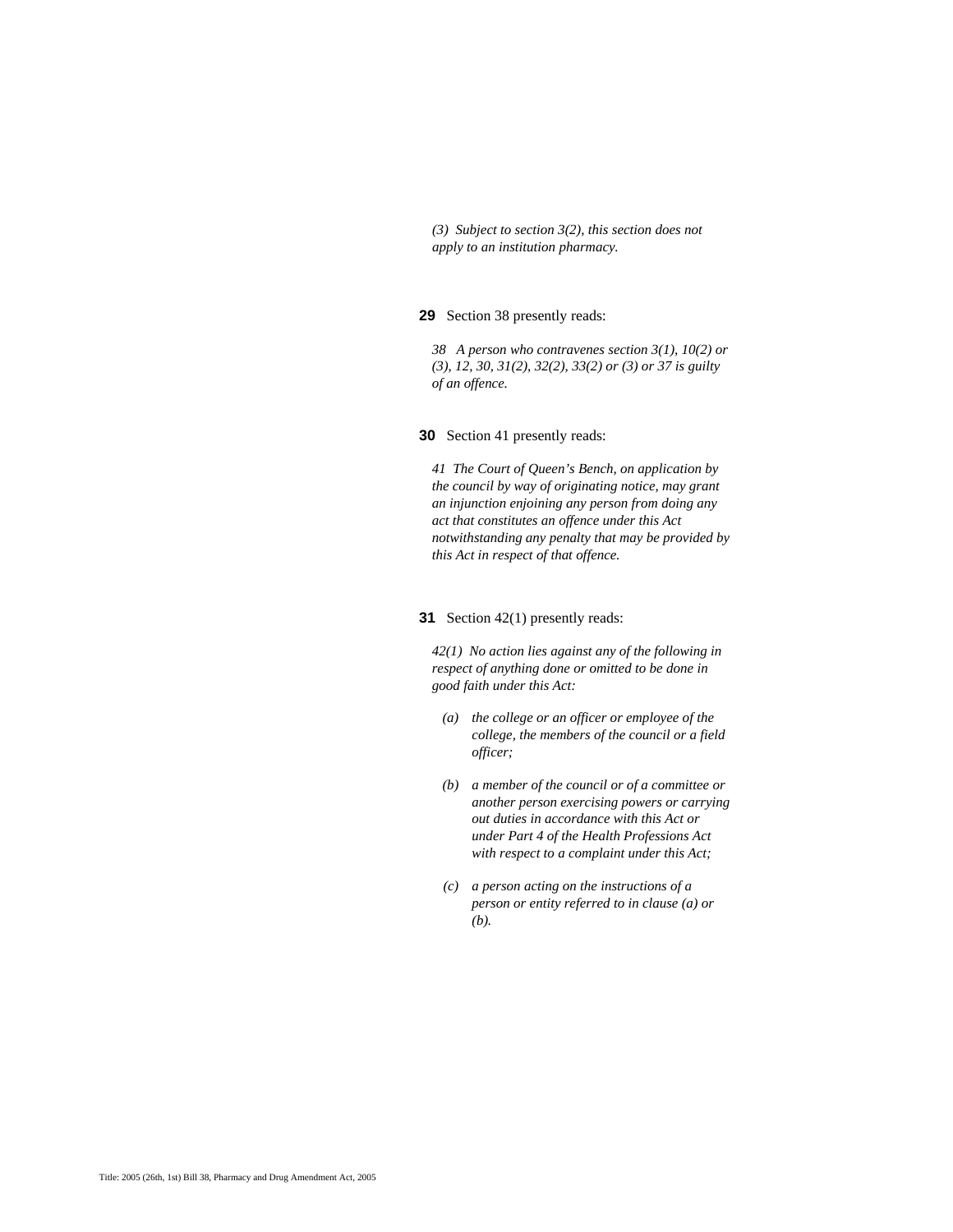*(3) Subject to section 3(2), this section does not apply to an institution pharmacy.*

**29** Section 38 presently reads:

*38 A person who contravenes section 3(1), 10(2) or (3), 12, 30, 31(2), 32(2), 33(2) or (3) or 37 is guilty of an offence.*

**30** Section 41 presently reads:

*41 The Court of Queen's Bench, on application by the council by way of originating notice, may grant an injunction enjoining any person from doing any act that constitutes an offence under this Act notwithstanding any penalty that may be provided by this Act in respect of that offence.*

**31** Section 42(1) presently reads:

*42(1) No action lies against any of the following in respect of anything done or omitted to be done in good faith under this Act:*

*(a) the college or an officer or employee of the college, the members of the council or a field officer;*

*(b) a member of the council or of a committee or another person exercising powers or carrying out duties in accordance with this Act or under Part 4 of the Health Professions Act with respect to a complaint under this Act;*

*(c) a person acting on the instructions of a person or entity referred to in clause (a) or (b).*